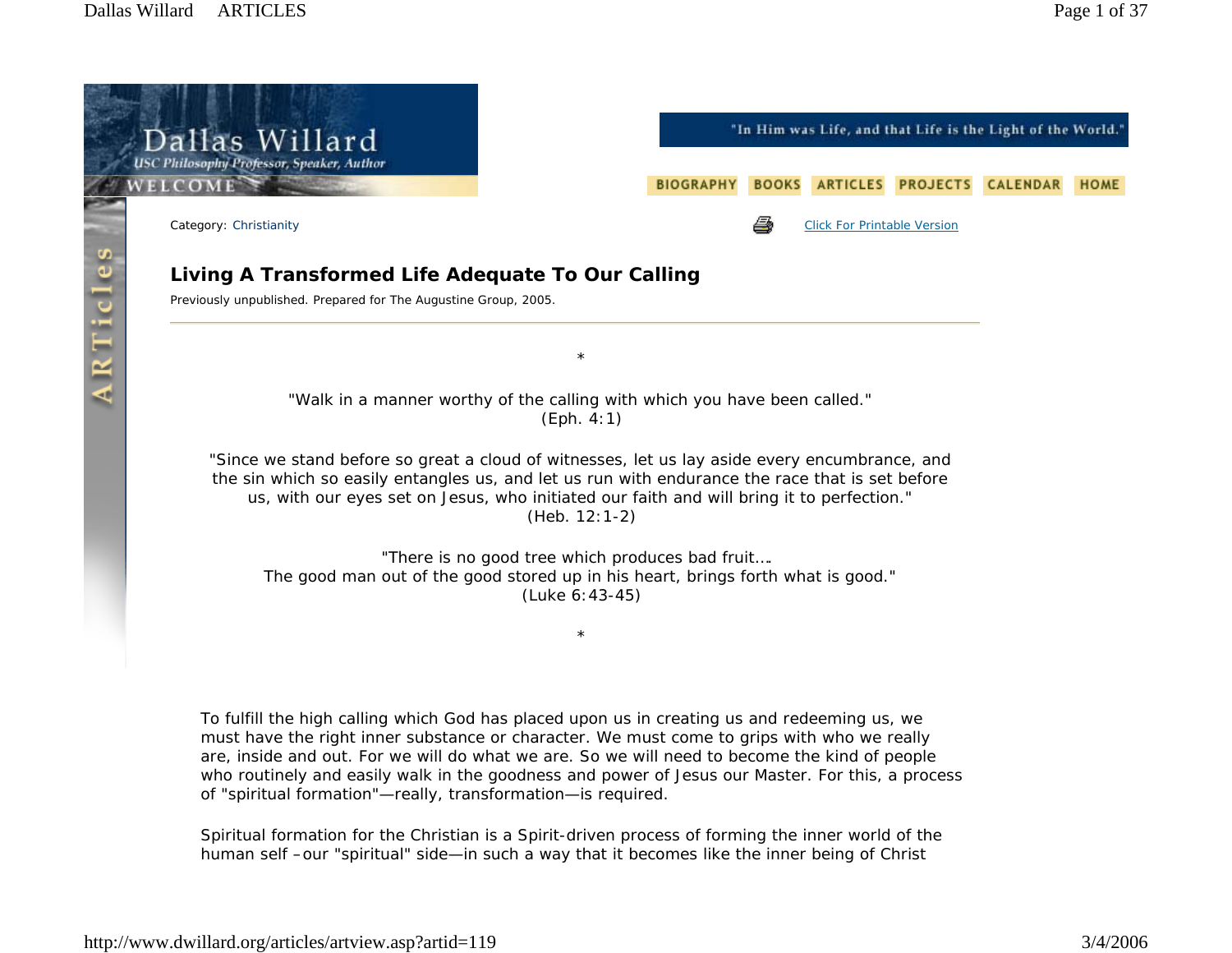Category: Christianity

# Living A Transformed Life Adequate To Our Calling

Previously unpublished. Prepared for The Augustine Group, 2005.

---

*

"Walk in a manner worthy of the calling with which you have been called."
(Eph. 4:1)

"Since we stand before so great a cloud of witnesses, let us lay aside every encumbrance, and the sin which so easily entangles us, and let us run with endurance the race that is set before us, with our eyes set on Jesus, who initiated our faith and will bring it to perfection."
(Heb. 12:1-2)

"There is no good tree which produces bad fruit….
The good man out of the good stored up in his heart, brings forth what is good."
(Luke 6:43-45)

*

To fulfill the high calling which God has placed upon us in creating us and redeeming us, we must have the right inner substance or character. We must come to grips with who we really are, inside and out. For we will do what we are. So we will need to become the kind of people who routinely and easily walk in the goodness and power of Jesus our Master. For this, a process of "spiritual formation"—really, transformation—is required.

Spiritual formation for the Christian is a Spirit-driven process of forming the inner world of the human self –our "spiritual" side—in such a way that it becomes like the inner being of Christ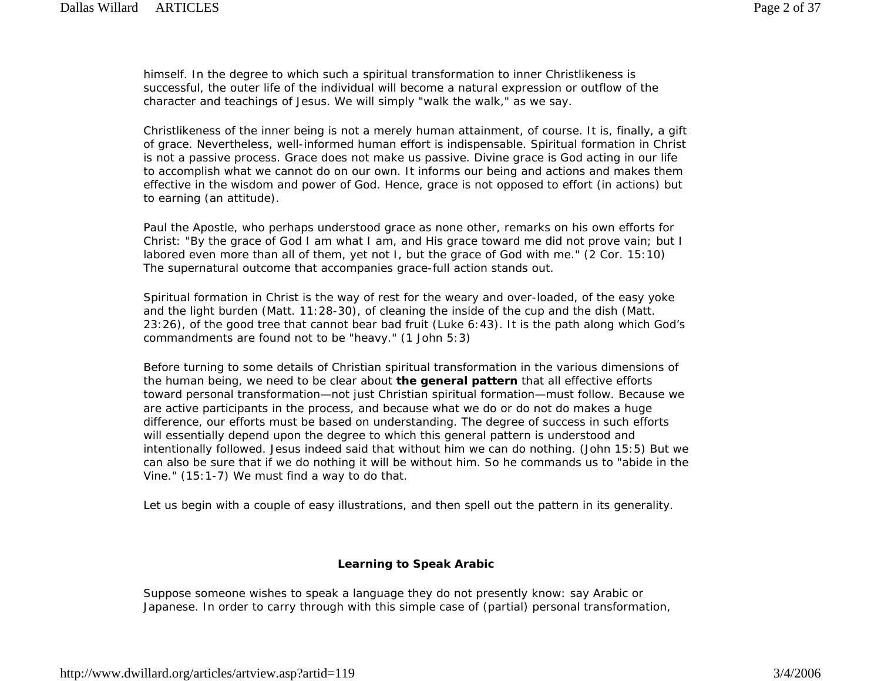himself. In the degree to which such a spiritual transformation to inner Christlikeness is successful, the outer life of the individual will become a natural expression or outflow of the character and teachings of Jesus. We will simply "walk the walk," as we say.

Christlikeness of the inner being is not a merely human attainment, of course. It is, finally, a gift of grace. Nevertheless, well-informed human effort is indispensable. Spiritual formation in Christ is not a passive process. Grace does not make us passive. Divine grace is God acting in our life to accomplish what we cannot do on our own. It informs our being and actions and makes them effective in the wisdom and power of God. Hence, grace is not opposed to effort (in actions) but to earning (an attitude).

Paul the Apostle, who perhaps understood grace as none other, remarks on his own efforts for Christ: "By the grace of God I am what I am, and His grace toward me did not prove vain; but I labored even more than all of them, yet not I, but the grace of God with me." (2 Cor. 15:10) The supernatural outcome that accompanies grace-full action stands out.

Spiritual formation in Christ is the way of rest for the weary and over-loaded, of the easy yoke and the light burden (Matt. 11:28-30), of cleaning the inside of the cup and the dish (Matt. 23:26), of the good tree that cannot bear bad fruit (Luke 6:43). It is the path along which God's commandments are found not to be "heavy." (1 John 5:3)

Before turning to some details of Christian spiritual transformation in the various dimensions of the human being, we need to be clear about **the general pattern** that all effective efforts toward personal transformation—not just Christian spiritual formation—must follow. Because we are active participants in the process, and because what we do or do not do makes a huge difference, our efforts must be based on understanding. The degree of success in such efforts will essentially depend upon the degree to which this general pattern is understood and intentionally followed. Jesus indeed said that without him we can do nothing. (John 15:5) But we can also be sure that if we do nothing it will be without him. So he commands us to "abide in the Vine." (15:1-7) We must find a way to do that.

Let us begin with a couple of easy illustrations, and then spell out the pattern in its generality.

### Learning to Speak Arabic

Suppose someone wishes to speak a language they do not presently know: say Arabic or Japanese. In order to carry through with this simple case of (partial) personal transformation,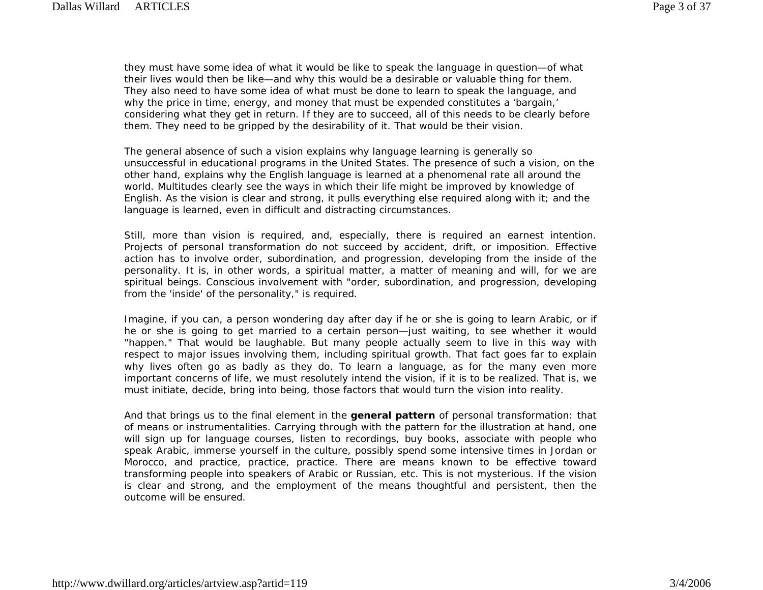they must have some idea of what it would be like to speak the language in question—of what their lives would then be like—and why this would be a desirable or valuable thing for them. They also need to have some idea of what must be done to learn to speak the language, and why the price in time, energy, and money that must be expended constitutes a 'bargain,' considering what they get in return. If they are to succeed, all of this needs to be clearly before them. They need to be gripped by the desirability of it. That would be their vision.

The general absence of such a vision explains why language learning is generally so unsuccessful in educational programs in the United States. The presence of such a vision, on the other hand, explains why the English language is learned at a phenomenal rate all around the world. Multitudes clearly see the ways in which their life might be improved by knowledge of English. As the vision is clear and strong, it pulls everything else required along with it; and the language is learned, even in difficult and distracting circumstances.

Still, more than vision is required, and, especially, there is required an earnest intention. Projects of personal transformation do not succeed by accident, drift, or imposition. Effective action has to involve order, subordination, and progression, developing from the inside of the personality. It is, in other words, a spiritual matter, a matter of meaning and will, for we are spiritual beings. Conscious involvement with "order, subordination, and progression, developing from the 'inside' of the personality," is required.

Imagine, if you can, a person wondering day after day if he or she is going to learn Arabic, or if he or she is going to get married to a certain person—just waiting, to see whether it would "happen." That would be laughable. But many people actually seem to live in this way with respect to major issues involving them, including spiritual growth. That fact goes far to explain why lives often go as badly as they do. To learn a language, as for the many even more important concerns of life, we must resolutely intend the vision, if it is to be realized. That is, we must initiate, decide, bring into being, those factors that would turn the vision into reality.

And that brings us to the final element in the **general pattern** of personal transformation: that of means or instrumentalities. Carrying through with the pattern for the illustration at hand, one will sign up for language courses, listen to recordings, buy books, associate with people who speak Arabic, immerse yourself in the culture, possibly spend some intensive times in Jordan or Morocco, and practice, practice, practice. There are means known to be effective toward transforming people into speakers of Arabic or Russian, etc. This is not mysterious. If the vision is clear and strong, and the employment of the means thoughtful and persistent, then the outcome will be ensured.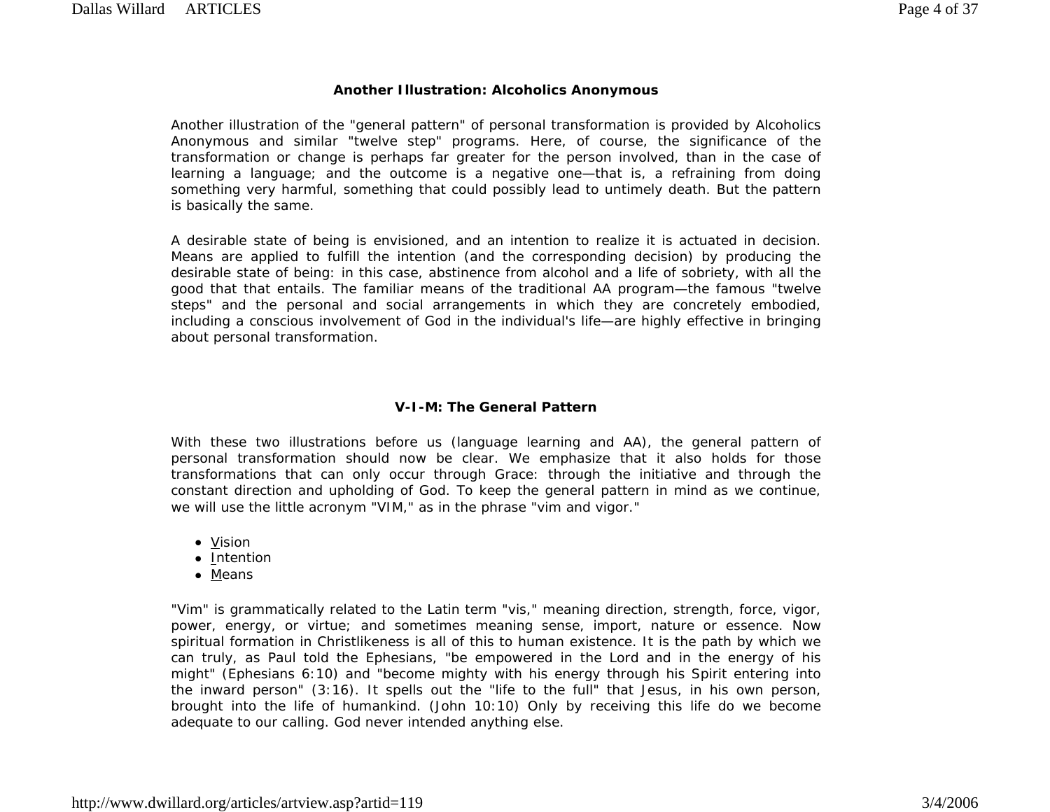### Another Illustration: Alcoholics Anonymous

Another illustration of the "general pattern" of personal transformation is provided by Alcoholics Anonymous and similar "twelve step" programs. Here, of course, the significance of the transformation or change is perhaps far greater for the person involved, than in the case of learning a language; and the outcome is a negative one—that is, a refraining from doing something very harmful, something that could possibly lead to untimely death. But the pattern is basically the same.

A desirable state of being is envisioned, and an intention to realize it is actuated in decision. Means are applied to fulfill the intention (and the corresponding decision) by producing the desirable state of being: in this case, abstinence from alcohol and a life of sobriety, with all the good that that entails. The familiar means of the traditional AA program—the famous "twelve steps" and the personal and social arrangements in which they are concretely embodied, including a conscious involvement of God in the individual's life—are highly effective in bringing about personal transformation.

### V-I-M: The General Pattern

With these two illustrations before us (language learning and AA), the general pattern of personal transformation should now be clear. We emphasize that it also holds for those transformations that can only occur through Grace: through the initiative and through the constant direction and upholding of God. To keep the general pattern in mind as we continue, we will use the little acronym "VIM," as in the phrase "vim and vigor."

- Vision
- Intention
- Means

"Vim" is grammatically related to the Latin term "vis," meaning direction, strength, force, vigor, power, energy, or virtue; and sometimes meaning sense, import, nature or essence. Now spiritual formation in Christlikeness is all of this to human existence. It is the path by which we can truly, as Paul told the Ephesians, "be empowered in the Lord and in the energy of his might" (Ephesians 6:10) and "become mighty with his energy through his Spirit entering into the inward person" (3:16). It spells out the "life to the full" that Jesus, in his own person, brought into the life of humankind. (John 10:10) Only by receiving this life do we become adequate to our calling. God never intended anything else.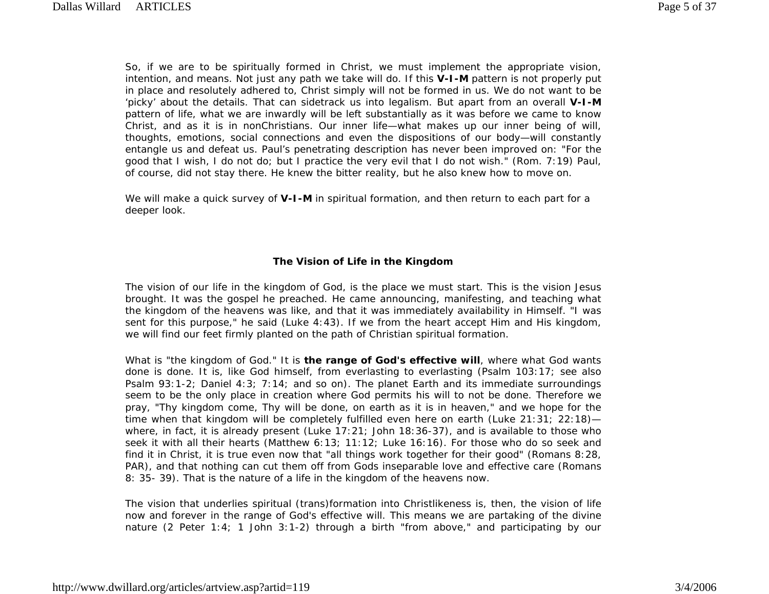So, if we are to be spiritually formed in Christ, we must implement the appropriate vision, intention, and means. Not just any path we take will do. If this **V-I-M** pattern is not properly put in place and resolutely adhered to, Christ simply will not be formed in us. We do not want to be 'picky' about the details. That can sidetrack us into legalism. But apart from an overall **V-I-M** pattern of life, what we are inwardly will be left substantially as it was before we came to know Christ, and as it is in nonChristians. Our inner life—what makes up our inner being of will, thoughts, emotions, social connections and even the dispositions of our body—will constantly entangle us and defeat us. Paul's penetrating description has never been improved on: "For the good that I wish, I do not do; but I practice the very evil that I do not wish." (Rom. 7:19) Paul, of course, did not stay there. He knew the bitter reality, but he also knew how to move on.

We will make a quick survey of **V-I-M** in spiritual formation, and then return to each part for a deeper look.

### The Vision of Life in the Kingdom

The vision of our life in the kingdom of God, is the place we must start. This is the vision Jesus brought. It was the gospel he preached. He came announcing, manifesting, and teaching what the kingdom of the heavens was like, and that it was immediately availability in Himself. "I was sent for this purpose," he said (Luke 4:43). If we from the heart accept Him and His kingdom, we will find our feet firmly planted on the path of Christian spiritual formation.

What is "the kingdom of God." It is **the range of God's effective will**, where what God wants done is done. It is, like God himself, from everlasting to everlasting (Psalm 103:17; see also Psalm 93:1-2; Daniel 4:3; 7:14; and so on). The planet Earth and its immediate surroundings seem to be the only place in creation where God permits his will to not be done. Therefore we pray, "Thy kingdom come, Thy will be done, on earth as it is in heaven," and we hope for the time when that kingdom will be completely fulfilled even here on earth (Luke 21:31; 22:18)—where, in fact, it is already present (Luke 17:21; John 18:36-37), and is available to those who seek it with all their hearts (Matthew 6:13; 11:12; Luke 16:16). For those who do so seek and find it in Christ, it is true even now that "all things work together for their good" (Romans 8:28, PAR), and that nothing can cut them off from Gods inseparable love and effective care (Romans 8: 35- 39). That is the nature of a life in the kingdom of the heavens now.

The vision that underlies spiritual (trans)formation into Christlikeness is, then, the vision of life now and forever in the range of God's effective will. This means we are partaking of the divine nature (2 Peter 1:4; 1 John 3:1-2) through a birth "from above," and participating by our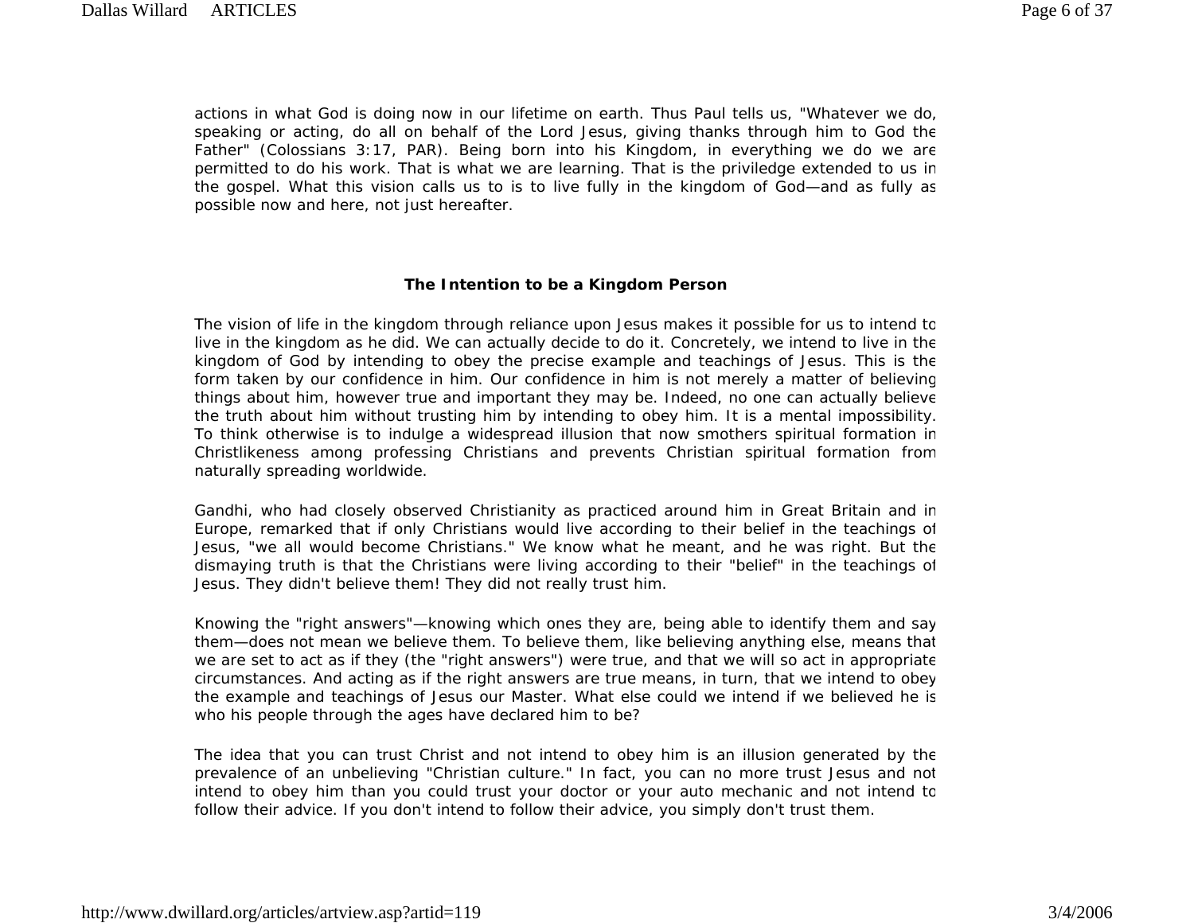actions in what God is doing now in our lifetime on earth. Thus Paul tells us, "Whatever we do, speaking or acting, do all on behalf of the Lord Jesus, giving thanks through him to God the Father" (Colossians 3:17, PAR). Being born into his Kingdom, in everything we do we are permitted to do his work. That is what we are learning. That is the priviledge extended to us in the gospel. What this vision calls us to is to live fully in the kingdom of God—and as fully as possible now and here, not just hereafter.

### The Intention to be a Kingdom Person

The vision of life in the kingdom through reliance upon Jesus makes it possible for us to intend to live in the kingdom as he did. We can actually decide to do it. Concretely, we intend to live in the kingdom of God by intending to obey the precise example and teachings of Jesus. This is the form taken by our confidence in him. Our confidence in him is not merely a matter of believing things about him, however true and important they may be. Indeed, no one can actually believe the truth about him without trusting him by intending to obey him. It is a mental impossibility. To think otherwise is to indulge a widespread illusion that now smothers spiritual formation in Christlikeness among professing Christians and prevents Christian spiritual formation from naturally spreading worldwide.

Gandhi, who had closely observed Christianity as practiced around him in Great Britain and in Europe, remarked that if only Christians would live according to their belief in the teachings of Jesus, "we all would become Christians." We know what he meant, and he was right. But the dismaying truth is that the Christians were living according to their "belief" in the teachings of Jesus. They didn't believe them! They did not really trust him.

Knowing the "right answers"—knowing which ones they are, being able to identify them and say them—does not mean we believe them. To believe them, like believing anything else, means that we are set to act as if they (the "right answers") were true, and that we will so act in appropriate circumstances. And acting as if the right answers are true means, in turn, that we intend to obey the example and teachings of Jesus our Master. What else could we intend if we believed he is who his people through the ages have declared him to be?

The idea that you can trust Christ and not intend to obey him is an illusion generated by the prevalence of an unbelieving "Christian culture." In fact, you can no more trust Jesus and not intend to obey him than you could trust your doctor or your auto mechanic and not intend to follow their advice. If you don't intend to follow their advice, you simply don't trust them.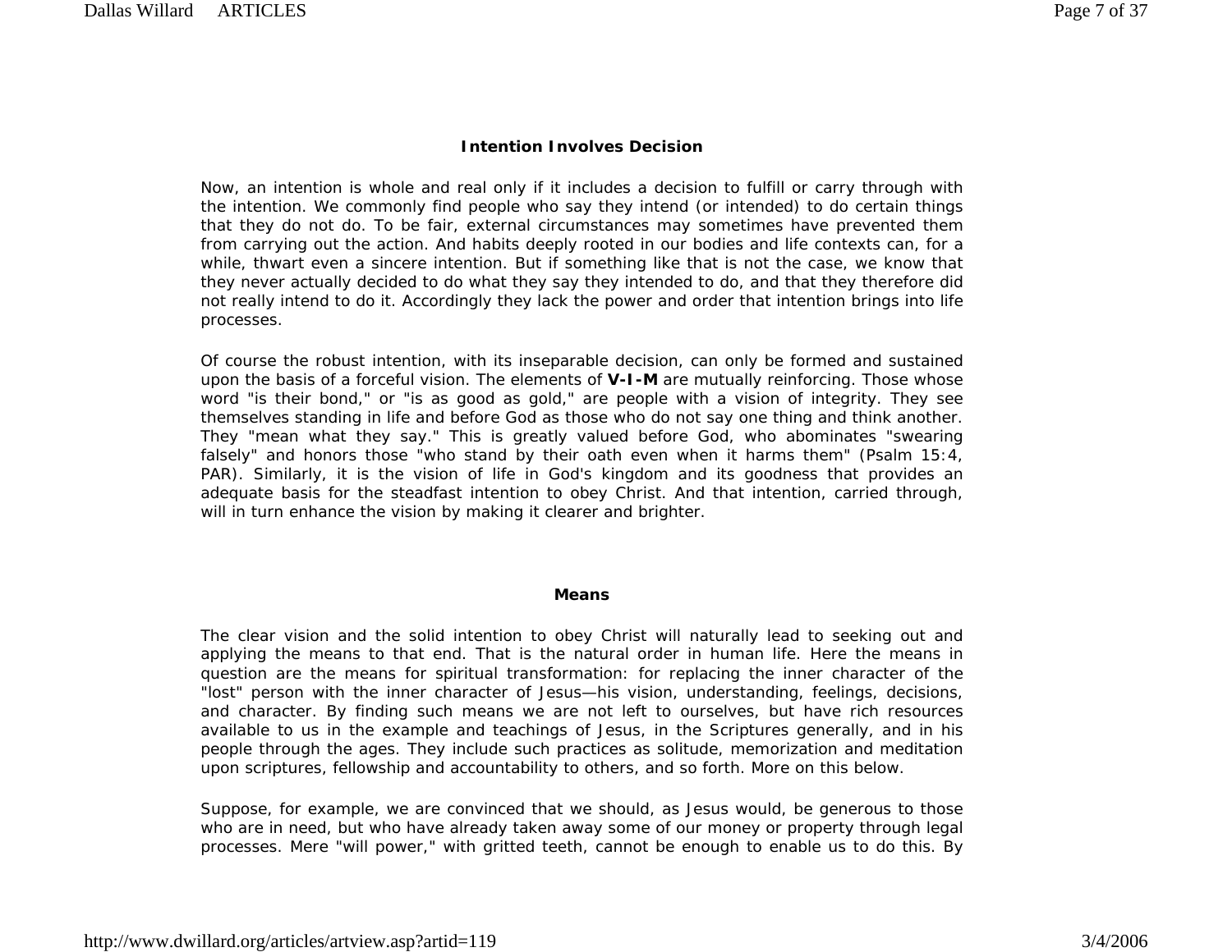### Intention Involves Decision

Now, an intention is whole and real only if it includes a decision to fulfill or carry through with the intention. We commonly find people who say they intend (or intended) to do certain things that they do not do. To be fair, external circumstances may sometimes have prevented them from carrying out the action. And habits deeply rooted in our bodies and life contexts can, for a while, thwart even a sincere intention. But if something like that is not the case, we know that they never actually decided to do what they say they intended to do, and that they therefore did not really intend to do it. Accordingly they lack the power and order that intention brings into life processes.

Of course the robust intention, with its inseparable decision, can only be formed and sustained upon the basis of a forceful vision. The elements of **V-I-M** are mutually reinforcing. Those whose word "is their bond," or "is as good as gold," are people with a vision of integrity. They see themselves standing in life and before God as those who do not say one thing and think another. They "mean what they say." This is greatly valued before God, who abominates "swearing falsely" and honors those "who stand by their oath even when it harms them" (Psalm 15:4, PAR). Similarly, it is the vision of life in God's kingdom and its goodness that provides an adequate basis for the steadfast intention to obey Christ. And that intention, carried through, will in turn enhance the vision by making it clearer and brighter.

### Means

The clear vision and the solid intention to obey Christ will naturally lead to seeking out and applying the means to that end. That is the natural order in human life. Here the means in question are the means for spiritual transformation: for replacing the inner character of the "lost" person with the inner character of Jesus—his vision, understanding, feelings, decisions, and character. By finding such means we are not left to ourselves, but have rich resources available to us in the example and teachings of Jesus, in the Scriptures generally, and in his people through the ages. They include such practices as solitude, memorization and meditation upon scriptures, fellowship and accountability to others, and so forth. More on this below.

Suppose, for example, we are convinced that we should, as Jesus would, be generous to those who are in need, but who have already taken away some of our money or property through legal processes. Mere "will power," with gritted teeth, cannot be enough to enable us to do this. By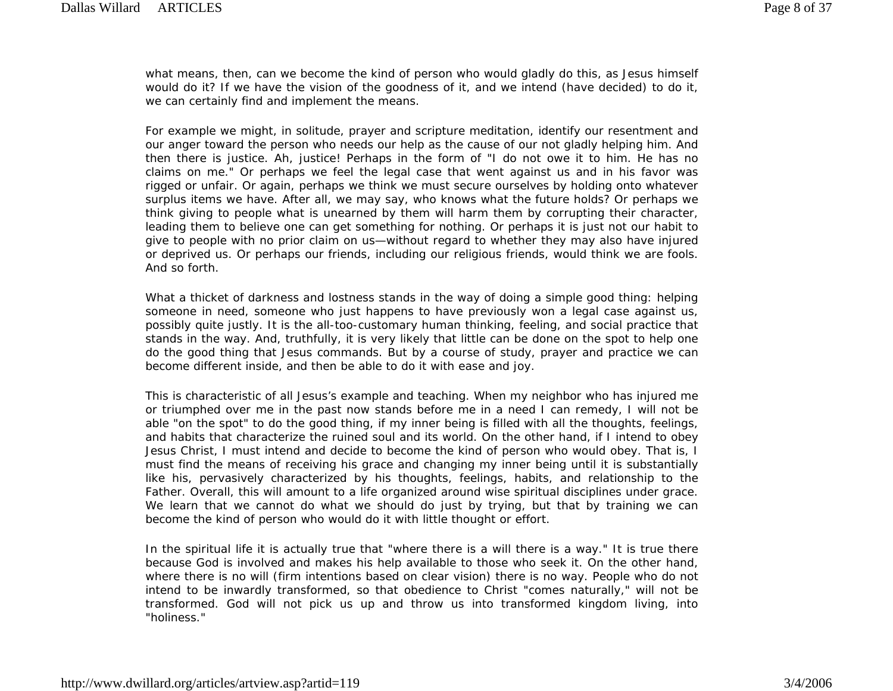what means, then, can we become the kind of person who would gladly do this, as Jesus himself would do it? If we have the vision of the goodness of it, and we intend (have decided) to do it, we can certainly find and implement the means.

For example we might, in solitude, prayer and scripture meditation, identify our resentment and our anger toward the person who needs our help as the cause of our not gladly helping him. And then there is justice. Ah, justice! Perhaps in the form of "I do not owe it to him. He has no claims on me." Or perhaps we feel the legal case that went against us and in his favor was rigged or unfair. Or again, perhaps we think we must secure ourselves by holding onto whatever surplus items we have. After all, we may say, who knows what the future holds? Or perhaps we think giving to people what is unearned by them will harm them by corrupting their character, leading them to believe one can get something for nothing. Or perhaps it is just not our habit to give to people with no prior claim on us—without regard to whether they may also have injured or deprived us. Or perhaps our friends, including our religious friends, would think we are fools. And so forth.

What a thicket of darkness and lostness stands in the way of doing a simple good thing: helping someone in need, someone who just happens to have previously won a legal case against us, possibly quite justly. It is the all-too-customary human thinking, feeling, and social practice that stands in the way. And, truthfully, it is very likely that little can be done on the spot to help one do the good thing that Jesus commands. But by a course of study, prayer and practice we can become different inside, and then be able to do it with ease and joy.

This is characteristic of all Jesus's example and teaching. When my neighbor who has injured me or triumphed over me in the past now stands before me in a need I can remedy, I will not be able "on the spot" to do the good thing, if my inner being is filled with all the thoughts, feelings, and habits that characterize the ruined soul and its world. On the other hand, if I intend to obey Jesus Christ, I must intend and decide to become the kind of person who would obey. That is, I must find the means of receiving his grace and changing my inner being until it is substantially like his, pervasively characterized by his thoughts, feelings, habits, and relationship to the Father. Overall, this will amount to a life organized around wise spiritual disciplines under grace. We learn that we cannot do what we should do just by trying, but that by training we can become the kind of person who would do it with little thought or effort.

In the spiritual life it is actually true that "where there is a will there is a way." It is true there because God is involved and makes his help available to those who seek it. On the other hand, where there is no will (firm intentions based on clear vision) there is no way. People who do not intend to be inwardly transformed, so that obedience to Christ "comes naturally," will not be transformed. God will not pick us up and throw us into transformed kingdom living, into "holiness."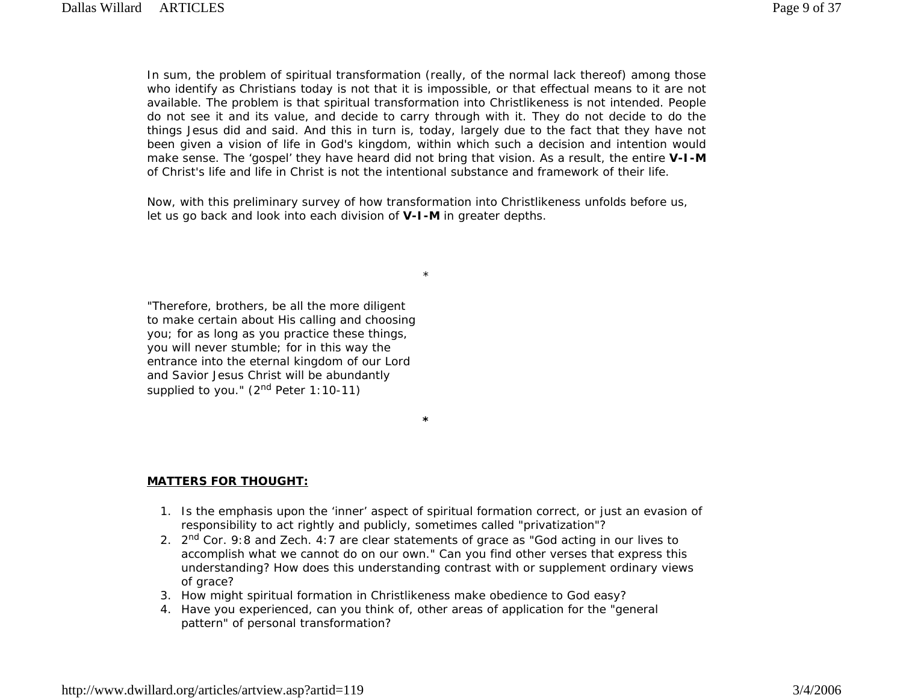In sum, the problem of spiritual transformation (really, of the normal lack thereof) among those who identify as Christians today is not that it is impossible, or that effectual means to it are not available. The problem is that spiritual transformation into Christlikeness is not intended. People do not see it and its value, and decide to carry through with it. They do not decide to do the things Jesus did and said. And this in turn is, today, largely due to the fact that they have not been given a vision of life in God's kingdom, within which such a decision and intention would make sense. The 'gospel' they have heard did not bring that vision. As a result, the entire **V-I-M** of Christ's life and life in Christ is not the intentional substance and framework of their life.

Now, with this preliminary survey of how transformation into Christlikeness unfolds before us, let us go back and look into each division of **V-I-M** in greater depths.

*

"Therefore, brothers, be all the more diligent to make certain about His calling and choosing you; for as long as you practice these things, you will never stumble; for in this way the entrance into the eternal kingdom of our Lord and Savior Jesus Christ will be abundantly supplied to you." (2nd Peter 1:10-11)

**\***

**MATTERS FOR THOUGHT:**

1. Is the emphasis upon the 'inner' aspect of spiritual formation correct, or just an evasion of responsibility to act rightly and publicly, sometimes called "privatization"?
2. 2nd Cor. 9:8 and Zech. 4:7 are clear statements of grace as "God acting in our lives to accomplish what we cannot do on our own." Can you find other verses that express this understanding? How does this understanding contrast with or supplement ordinary views of grace?
3. How might spiritual formation in Christlikeness make obedience to God easy?
4. Have you experienced, can you think of, other areas of application for the "general pattern" of personal transformation?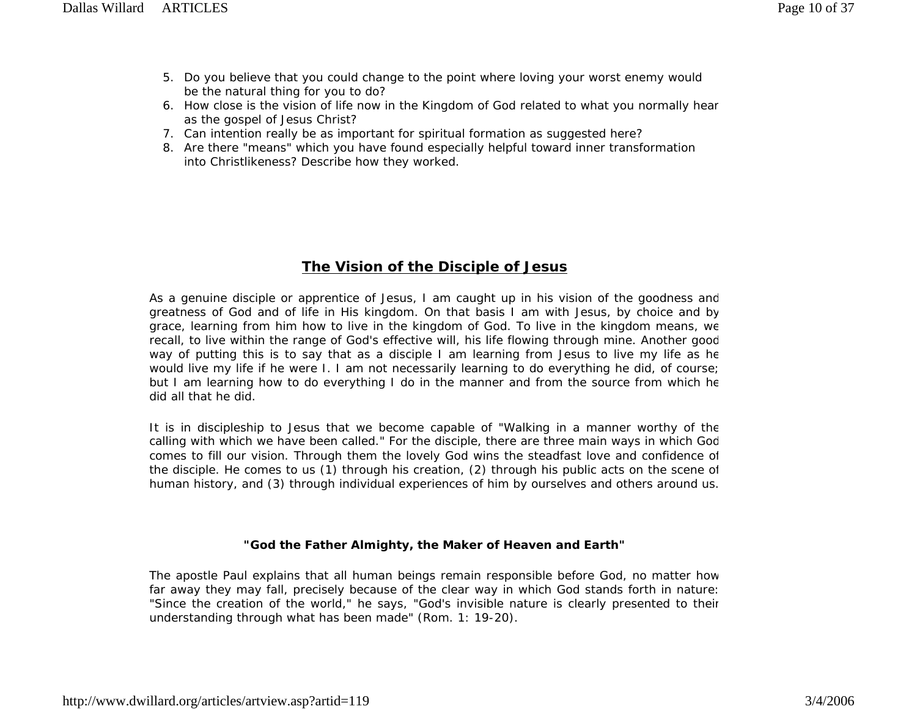5. Do you believe that you could change to the point where loving your worst enemy would be the natural thing for you to do?
6. How close is the vision of life now in the Kingdom of God related to what you normally hear as the gospel of Jesus Christ?
7. Can intention really be as important for spiritual formation as suggested here?
8. Are there "means" which you have found especially helpful toward inner transformation into Christlikeness? Describe how they worked.

## The Vision of the Disciple of Jesus

As a genuine disciple or apprentice of Jesus, I am caught up in his vision of the goodness and greatness of God and of life in His kingdom. On that basis I am with Jesus, by choice and by grace, learning from him how to live in the kingdom of God. To live in the kingdom means, we recall, to live within the range of God's effective will, his life flowing through mine. Another good way of putting this is to say that as a disciple I am learning from Jesus to live my life as he would live my life if he were I. I am not necessarily learning to do everything he did, of course; but I am learning how to do everything I do in the manner and from the source from which he did all that he did.

It is in discipleship to Jesus that we become capable of "Walking in a manner worthy of the calling with which we have been called." For the disciple, there are three main ways in which God comes to fill our vision. Through them the lovely God wins the steadfast love and confidence of the disciple. He comes to us (1) through his creation, (2) through his public acts on the scene of human history, and (3) through individual experiences of him by ourselves and others around us.

### "God the Father Almighty, the Maker of Heaven and Earth"

The apostle Paul explains that all human beings remain responsible before God, no matter how far away they may fall, precisely because of the clear way in which God stands forth in nature: "Since the creation of the world," he says, "God's invisible nature is clearly presented to their understanding through what has been made" (Rom. 1: 19-20).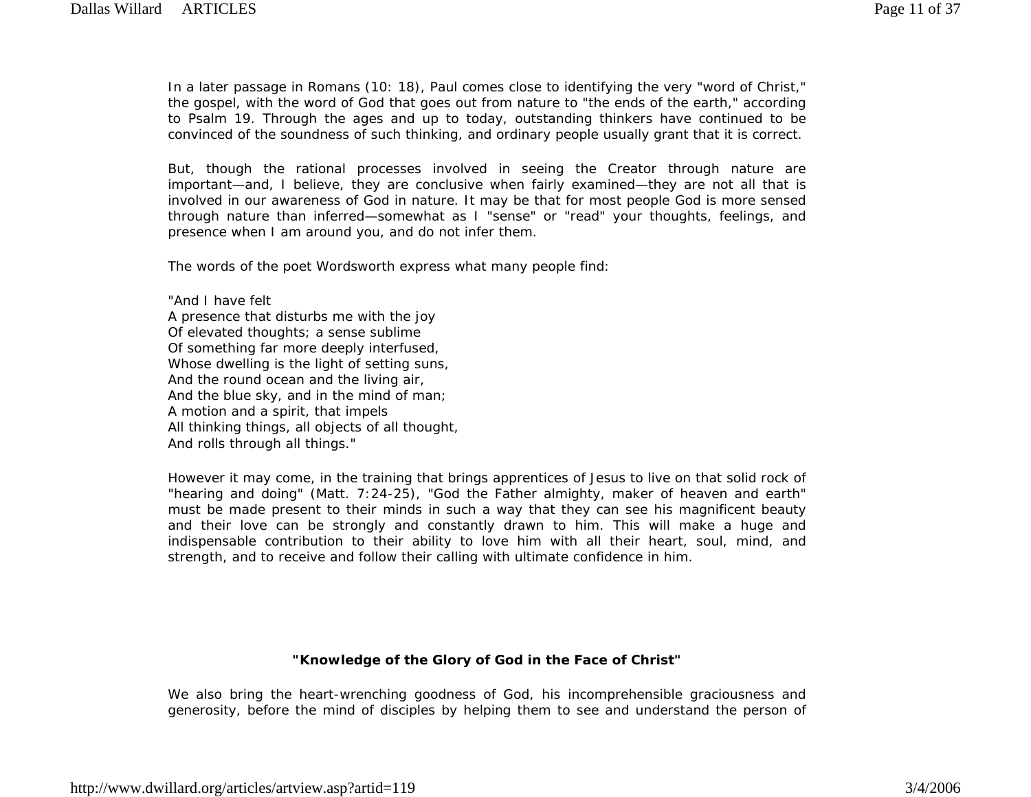In a later passage in Romans (10: 18), Paul comes close to identifying the very "word of Christ," the gospel, with the word of God that goes out from nature to "the ends of the earth," according to Psalm 19. Through the ages and up to today, outstanding thinkers have continued to be convinced of the soundness of such thinking, and ordinary people usually grant that it is correct.

But, though the rational processes involved in seeing the Creator through nature are important—and, I believe, they are conclusive when fairly examined—they are not all that is involved in our awareness of God in nature. It may be that for most people God is more sensed through nature than inferred—somewhat as I "sense" or "read" your thoughts, feelings, and presence when I am around you, and do not infer them.

The words of the poet Wordsworth express what many people find:

"And I have felt  
A presence that disturbs me with the joy  
Of elevated thoughts; a sense sublime  
Of something far more deeply interfused,  
Whose dwelling is the light of setting suns,  
And the round ocean and the living air,  
And the blue sky, and in the mind of man;  
A motion and a spirit, that impels  
All thinking things, all objects of all thought,  
And rolls through all things."

However it may come, in the training that brings apprentices of Jesus to live on that solid rock of "hearing and doing" (Matt. 7:24-25), "God the Father almighty, maker of heaven and earth" must be made present to their minds in such a way that they can see his magnificent beauty and their love can be strongly and constantly drawn to him. This will make a huge and indispensable contribution to their ability to love him with all their heart, soul, mind, and strength, and to receive and follow their calling with ultimate confidence in him.

### "Knowledge of the Glory of God in the Face of Christ"

We also bring the heart-wrenching goodness of God, his incomprehensible graciousness and generosity, before the mind of disciples by helping them to see and understand the person of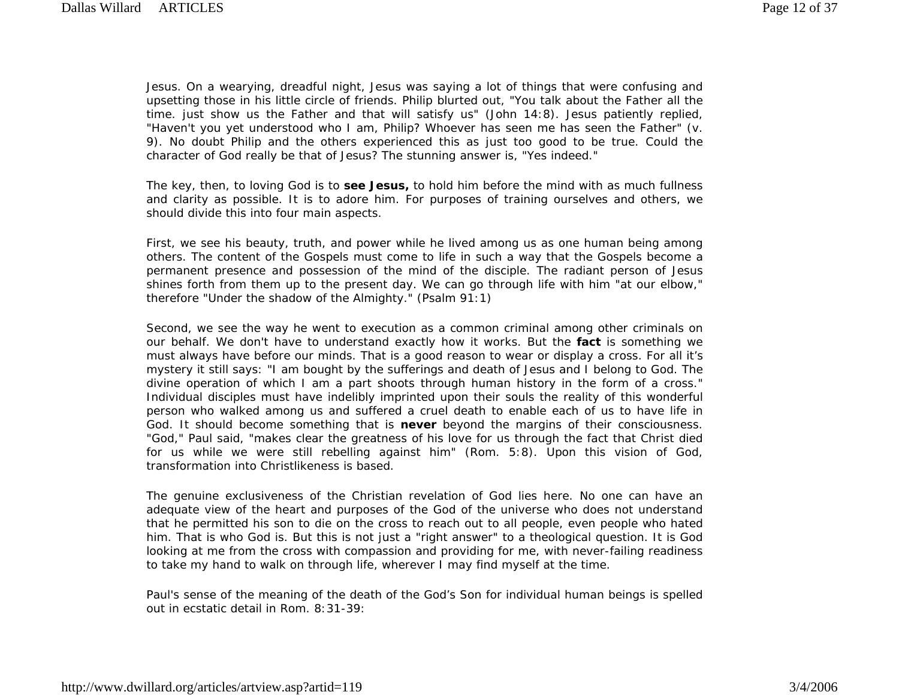Jesus. On a wearying, dreadful night, Jesus was saying a lot of things that were confusing and upsetting those in his little circle of friends. Philip blurted out, "You talk about the Father all the time. just show us the Father and that will satisfy us" (John 14:8). Jesus patiently replied, "Haven't you yet understood who I am, Philip? Whoever has seen me has seen the Father" (v. 9). No doubt Philip and the others experienced this as just too good to be true. Could the character of God really be that of Jesus? The stunning answer is, "Yes indeed."

The key, then, to loving God is to **see Jesus,** to hold him before the mind with as much fullness and clarity as possible. It is to adore him. For purposes of training ourselves and others, we should divide this into four main aspects.

First, we see his beauty, truth, and power while he lived among us as one human being among others. The content of the Gospels must come to life in such a way that the Gospels become a permanent presence and possession of the mind of the disciple. The radiant person of Jesus shines forth from them up to the present day. We can go through life with him "at our elbow," therefore "Under the shadow of the Almighty." (Psalm 91:1)

Second, we see the way he went to execution as a common criminal among other criminals on our behalf. We don't have to understand exactly how it works. But the **fact** is something we must always have before our minds. That is a good reason to wear or display a cross. For all it's mystery it still says: "I am bought by the sufferings and death of Jesus and I belong to God. The divine operation of which I am a part shoots through human history in the form of a cross." Individual disciples must have indelibly imprinted upon their souls the reality of this wonderful person who walked among us and suffered a cruel death to enable each of us to have life in God. It should become something that is **never** beyond the margins of their consciousness. "God," Paul said, "makes clear the greatness of his love for us through the fact that Christ died for us while we were still rebelling against him" (Rom. 5:8). Upon this vision of God, transformation into Christlikeness is based.

The genuine exclusiveness of the Christian revelation of God lies here. No one can have an adequate view of the heart and purposes of the God of the universe who does not understand that he permitted his son to die on the cross to reach out to all people, even people who hated him. That is who God is. But this is not just a "right answer" to a theological question. It is God looking at me from the cross with compassion and providing for me, with never-failing readiness to take my hand to walk on through life, wherever I may find myself at the time.

Paul's sense of the meaning of the death of the God's Son for individual human beings is spelled out in ecstatic detail in Rom. 8:31-39: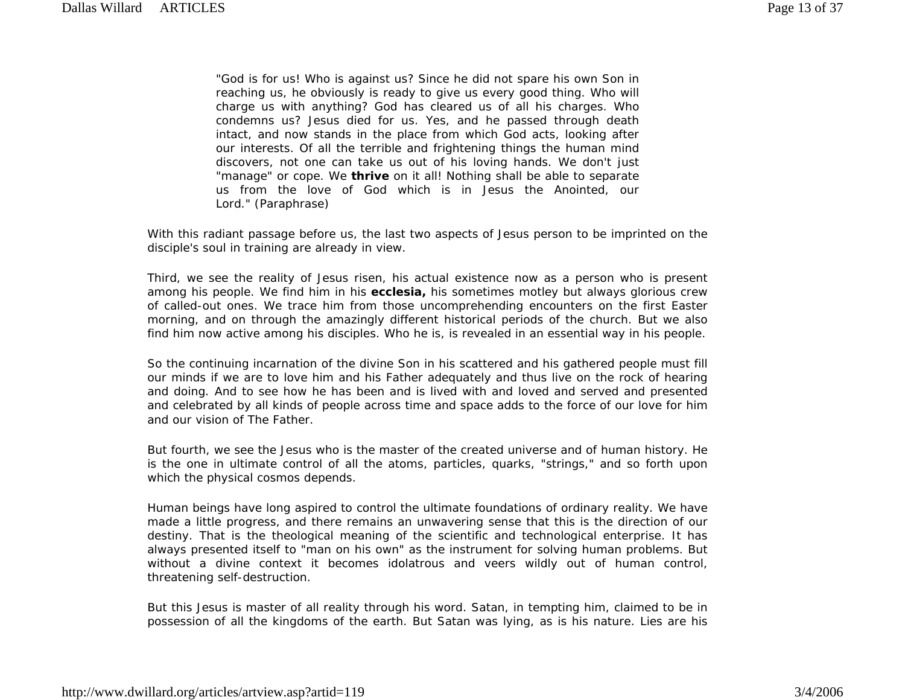> "God is for us! Who is against us? Since he did not spare his own Son in reaching us, he obviously is ready to give us every good thing. Who will charge us with anything? God has cleared us of all his charges. Who condemns us? Jesus died for us. Yes, and he passed through death intact, and now stands in the place from which God acts, looking after our interests. Of all the terrible and frightening things the human mind discovers, not one can take us out of his loving hands. We don't just "manage" or cope. We **thrive** on it all! Nothing shall be able to separate us from the love of God which is in Jesus the Anointed, our Lord." (Paraphrase)

With this radiant passage before us, the last two aspects of Jesus person to be imprinted on the disciple's soul in training are already in view.

Third, we see the reality of Jesus risen, his actual existence now as a person who is present among his people. We find him in his **ecclesia,** his sometimes motley but always glorious crew of called-out ones. We trace him from those uncomprehending encounters on the first Easter morning, and on through the amazingly different historical periods of the church. But we also find him now active among his disciples. Who he is, is revealed in an essential way in his people.

So the continuing incarnation of the divine Son in his scattered and his gathered people must fill our minds if we are to love him and his Father adequately and thus live on the rock of hearing and doing. And to see how he has been and is lived with and loved and served and presented and celebrated by all kinds of people across time and space adds to the force of our love for him and our vision of The Father.

But fourth, we see the Jesus who is the master of the created universe and of human history. He is the one in ultimate control of all the atoms, particles, quarks, "strings," and so forth upon which the physical cosmos depends.

Human beings have long aspired to control the ultimate foundations of ordinary reality. We have made a little progress, and there remains an unwavering sense that this is the direction of our destiny. That is the theological meaning of the scientific and technological enterprise. It has always presented itself to "man on his own" as the instrument for solving human problems. But without a divine context it becomes idolatrous and veers wildly out of human control, threatening self-destruction.

But this Jesus is master of all reality through his word. Satan, in tempting him, claimed to be in possession of all the kingdoms of the earth. But Satan was lying, as is his nature. Lies are his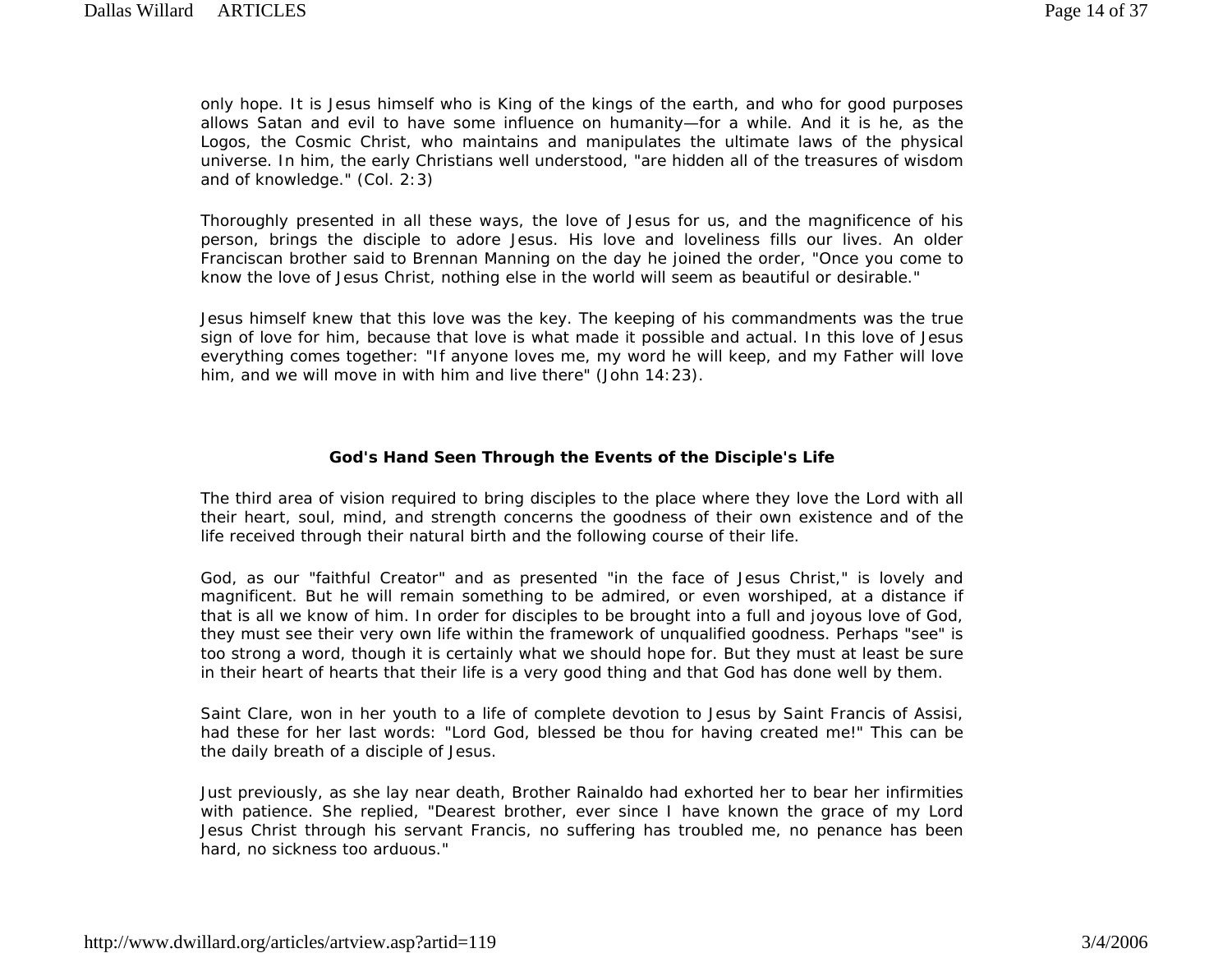only hope. It is Jesus himself who is King of the kings of the earth, and who for good purposes allows Satan and evil to have some influence on humanity—for a while. And it is he, as the Logos, the Cosmic Christ, who maintains and manipulates the ultimate laws of the physical universe. In him, the early Christians well understood, "are hidden all of the treasures of wisdom and of knowledge." (Col. 2:3)

Thoroughly presented in all these ways, the love of Jesus for us, and the magnificence of his person, brings the disciple to adore Jesus. His love and loveliness fills our lives. An older Franciscan brother said to Brennan Manning on the day he joined the order, "Once you come to know the love of Jesus Christ, nothing else in the world will seem as beautiful or desirable."

Jesus himself knew that this love was the key. The keeping of his commandments was the true sign of love for him, because that love is what made it possible and actual. In this love of Jesus everything comes together: "If anyone loves me, my word he will keep, and my Father will love him, and we will move in with him and live there" (John 14:23).

**God's Hand Seen Through the Events of the Disciple's Life**

The third area of vision required to bring disciples to the place where they love the Lord with all their heart, soul, mind, and strength concerns the goodness of their own existence and of the life received through their natural birth and the following course of their life.

God, as our "faithful Creator" and as presented "in the face of Jesus Christ," is lovely and magnificent. But he will remain something to be admired, or even worshiped, at a distance if that is all we know of him. In order for disciples to be brought into a full and joyous love of God, they must see their very own life within the framework of unqualified goodness. Perhaps "see" is too strong a word, though it is certainly what we should hope for. But they must at least be sure in their heart of hearts that their life is a very good thing and that God has done well by them.

Saint Clare, won in her youth to a life of complete devotion to Jesus by Saint Francis of Assisi, had these for her last words: "Lord God, blessed be thou for having created me!" This can be the daily breath of a disciple of Jesus.

Just previously, as she lay near death, Brother Rainaldo had exhorted her to bear her infirmities with patience. She replied, "Dearest brother, ever since I have known the grace of my Lord Jesus Christ through his servant Francis, no suffering has troubled me, no penance has been hard, no sickness too arduous."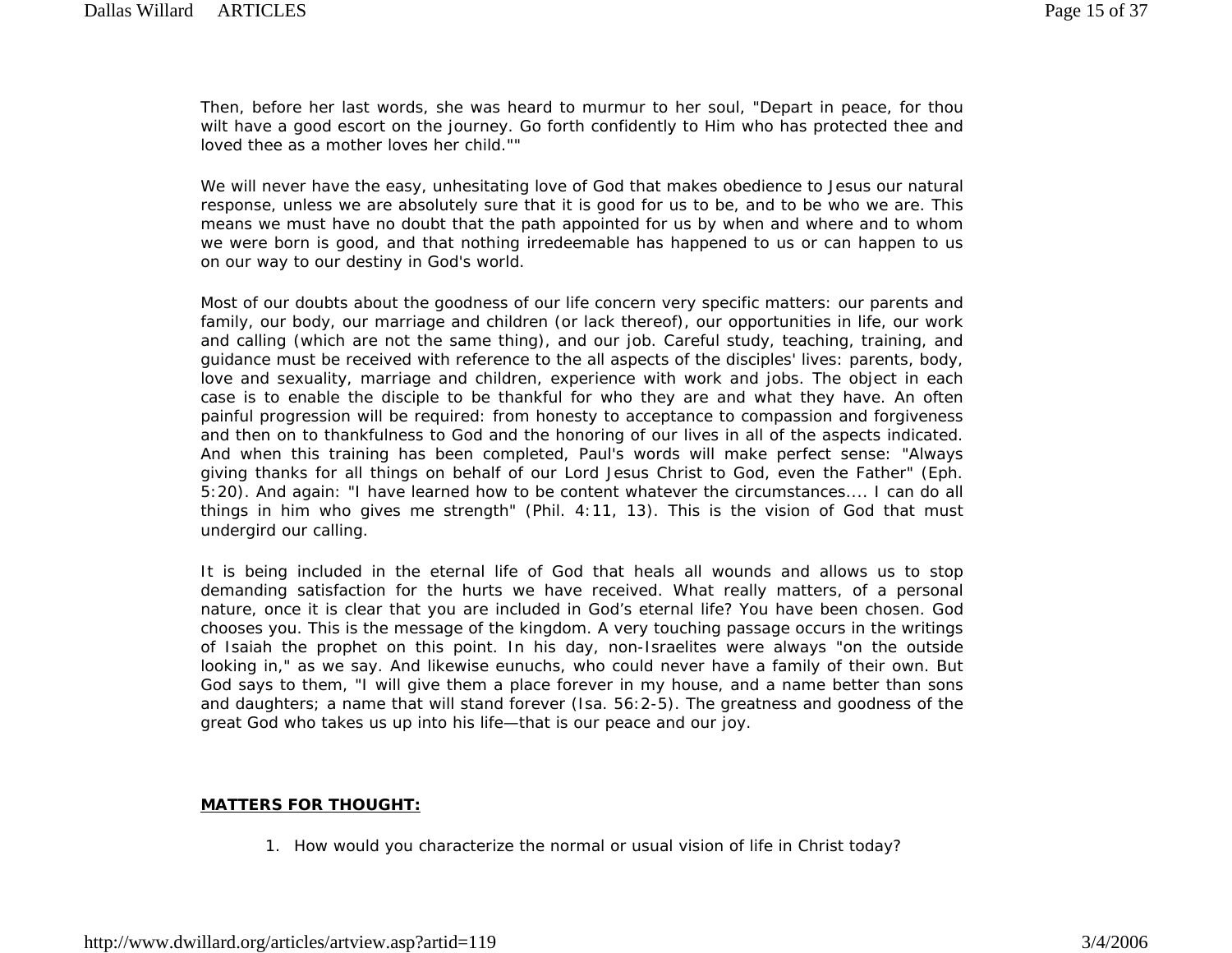Then, before her last words, she was heard to murmur to her soul, "Depart in peace, for thou wilt have a good escort on the journey. Go forth confidently to Him who has protected thee and loved thee as a mother loves her child.""

We will never have the easy, unhesitating love of God that makes obedience to Jesus our natural response, unless we are absolutely sure that it is good for us to be, and to be who we are. This means we must have no doubt that the path appointed for us by when and where and to whom we were born is good, and that nothing irredeemable has happened to us or can happen to us on our way to our destiny in God's world.

Most of our doubts about the goodness of our life concern very specific matters: our parents and family, our body, our marriage and children (or lack thereof), our opportunities in life, our work and calling (which are not the same thing), and our job. Careful study, teaching, training, and guidance must be received with reference to the all aspects of the disciples' lives: parents, body, love and sexuality, marriage and children, experience with work and jobs. The object in each case is to enable the disciple to be thankful for who they are and what they have. An often painful progression will be required: from honesty to acceptance to compassion and forgiveness and then on to thankfulness to God and the honoring of our lives in all of the aspects indicated. And when this training has been completed, Paul's words will make perfect sense: "Always giving thanks for all things on behalf of our Lord Jesus Christ to God, even the Father" (Eph. 5:20). And again: "I have learned how to be content whatever the circumstances.... I can do all things in him who gives me strength" (Phil. 4:11, 13). This is the vision of God that must undergird our calling.

It is being included in the eternal life of God that heals all wounds and allows us to stop demanding satisfaction for the hurts we have received. What really matters, of a personal nature, once it is clear that you are included in God's eternal life? You have been chosen. God chooses you. This is the message of the kingdom. A very touching passage occurs in the writings of Isaiah the prophet on this point. In his day, non-Israelites were always "on the outside looking in," as we say. And likewise eunuchs, who could never have a family of their own. But God says to them, "I will give them a place forever in my house, and a name better than sons and daughters; a name that will stand forever (Isa. 56:2-5). The greatness and goodness of the great God who takes us up into his life—that is our peace and our joy.

**MATTERS FOR THOUGHT:**

1. How would you characterize the normal or usual vision of life in Christ today?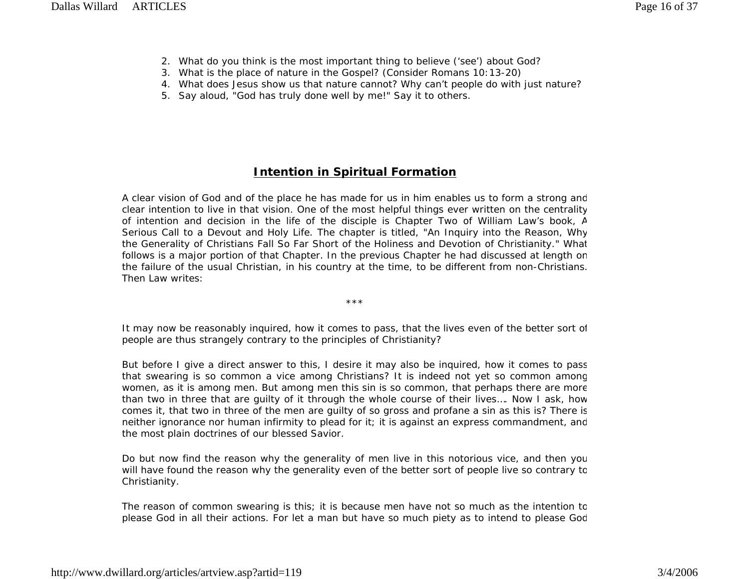2. What do you think is the most important thing to believe ('see') about God?
3. What is the place of nature in the Gospel? (Consider Romans 10:13-20)
4. What does Jesus show us that nature cannot? Why can't people do with just nature?
5. Say aloud, "God has truly done well by me!" Say it to others.

## **Intention in Spiritual Formation**

A clear vision of God and of the place he has made for us in him enables us to form a strong and clear intention to live in that vision. One of the most helpful things ever written on the centrality of intention and decision in the life of the disciple is Chapter Two of William Law's book, A Serious Call to a Devout and Holy Life. The chapter is titled, "An Inquiry into the Reason, Why the Generality of Christians Fall So Far Short of the Holiness and Devotion of Christianity." What follows is a major portion of that Chapter. In the previous Chapter he had discussed at length on the failure of the usual Christian, in his country at the time, to be different from non-Christians. Then Law writes:

***

It may now be reasonably inquired, how it comes to pass, that the lives even of the better sort of people are thus strangely contrary to the principles of Christianity?

But before I give a direct answer to this, I desire it may also be inquired, how it comes to pass that swearing is so common a vice among Christians? It is indeed not yet so common among women, as it is among men. But among men this sin is so common, that perhaps there are more than two in three that are guilty of it through the whole course of their lives.... Now I ask, how comes it, that two in three of the men are guilty of so gross and profane a sin as this is? There is neither ignorance nor human infirmity to plead for it; it is against an express commandment, and the most plain doctrines of our blessed Savior.

Do but now find the reason why the generality of men live in this notorious vice, and then you will have found the reason why the generality even of the better sort of people live so contrary to Christianity.

The reason of common swearing is this; it is because men have not so much as the intention to please God in all their actions. For let a man but have so much piety as to intend to please God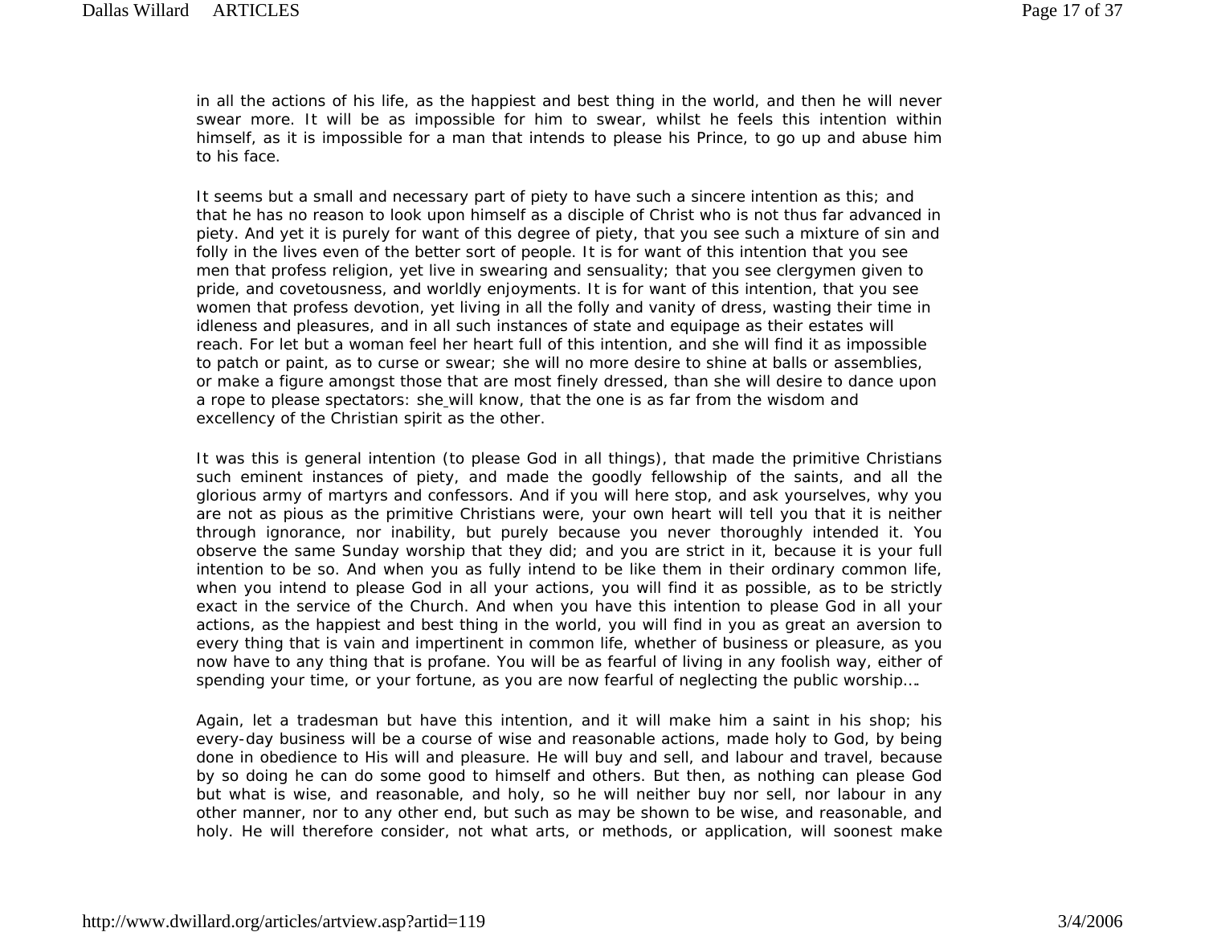in all the actions of his life, as the happiest and best thing in the world, and then he will never swear more. It will be as impossible for him to swear, whilst he feels this intention within himself, as it is impossible for a man that intends to please his Prince, to go up and abuse him to his face.

It seems but a small and necessary part of piety to have such a sincere intention as this; and that he has no reason to look upon himself as a disciple of Christ who is not thus far advanced in piety. And yet it is purely for want of this degree of piety, that you see such a mixture of sin and folly in the lives even of the better sort of people. It is for want of this intention that you see men that profess religion, yet live in swearing and sensuality; that you see clergymen given to pride, and covetousness, and worldly enjoyments. It is for want of this intention, that you see women that profess devotion, yet living in all the folly and vanity of dress, wasting their time in idleness and pleasures, and in all such instances of state and equipage as their estates will reach. For let but a woman feel her heart full of this intention, and she will find it as impossible to patch or paint, as to curse or swear; she will no more desire to shine at balls or assemblies, or make a figure amongst those that are most finely dressed, than she will desire to dance upon a rope to please spectators: she will know, that the one is as far from the wisdom and excellency of the Christian spirit as the other.

It was this is general intention (to please God in all things), that made the primitive Christians such eminent instances of piety, and made the goodly fellowship of the saints, and all the glorious army of martyrs and confessors. And if you will here stop, and ask yourselves, why you are not as pious as the primitive Christians were, your own heart will tell you that it is neither through ignorance, nor inability, but purely because you never thoroughly intended it. You observe the same Sunday worship that they did; and you are strict in it, because it is your full intention to be so. And when you as fully intend to be like them in their ordinary common life, when you intend to please God in all your actions, you will find it as possible, as to be strictly exact in the service of the Church. And when you have this intention to please God in all your actions, as the happiest and best thing in the world, you will find in you as great an aversion to every thing that is vain and impertinent in common life, whether of business or pleasure, as you now have to any thing that is profane. You will be as fearful of living in any foolish way, either of spending your time, or your fortune, as you are now fearful of neglecting the public worship....

Again, let a tradesman but have this intention, and it will make him a saint in his shop; his every-day business will be a course of wise and reasonable actions, made holy to God, by being done in obedience to His will and pleasure. He will buy and sell, and labour and travel, because by so doing he can do some good to himself and others. But then, as nothing can please God but what is wise, and reasonable, and holy, so he will neither buy nor sell, nor labour in any other manner, nor to any other end, but such as may be shown to be wise, and reasonable, and holy. He will therefore consider, not what arts, or methods, or application, will soonest make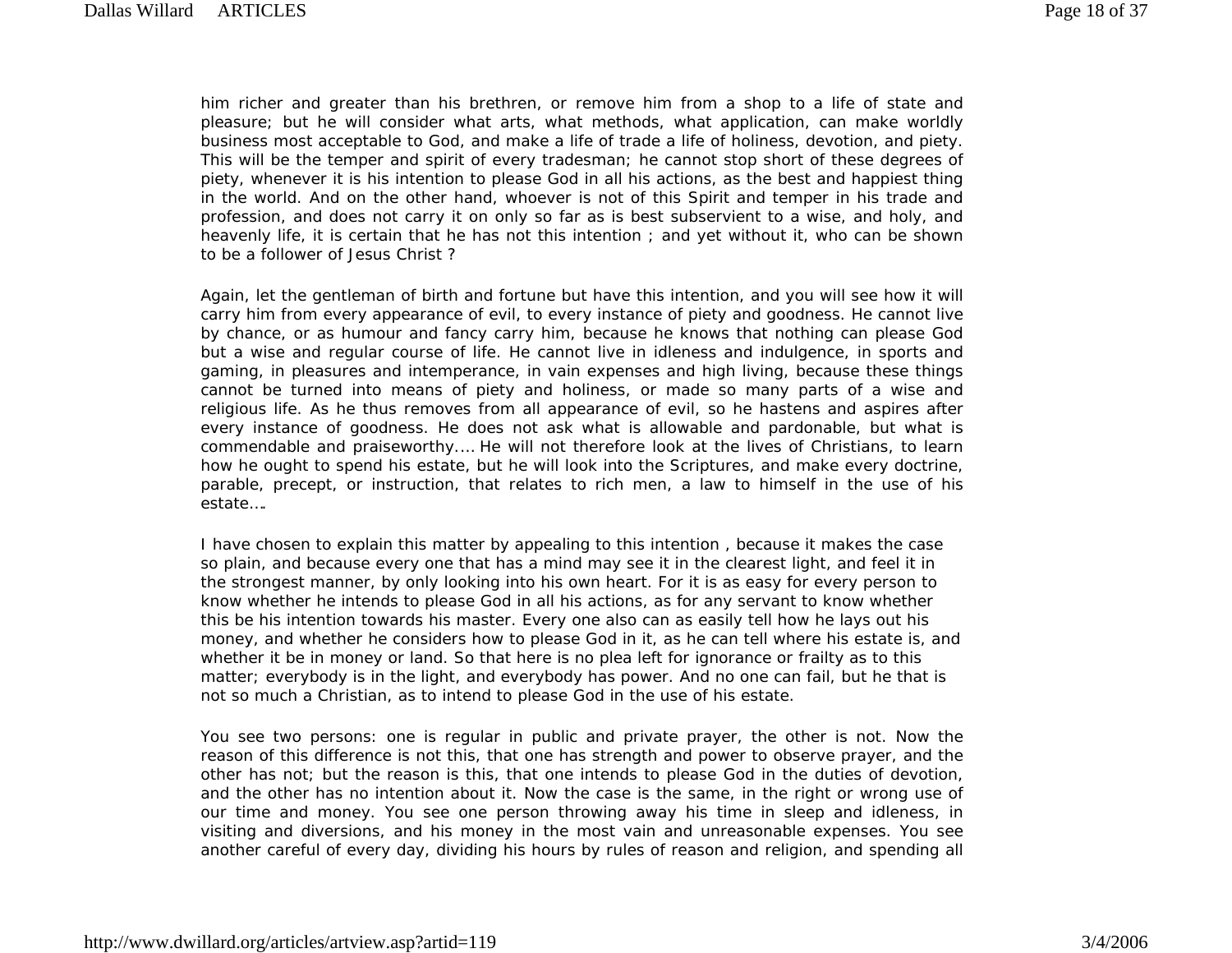him richer and greater than his brethren, or remove him from a shop to a life of state and pleasure; but he will consider what arts, what methods, what application, can make worldly business most acceptable to God, and make a life of trade a life of holiness, devotion, and piety. This will be the temper and spirit of every tradesman; he cannot stop short of these degrees of piety, whenever it is his intention to please God in all his actions, as the best and happiest thing in the world. And on the other hand, whoever is not of this Spirit and temper in his trade and profession, and does not carry it on only so far as is best subservient to a wise, and holy, and heavenly life, it is certain that he has not this intention ; and yet without it, who can be shown to be a follower of Jesus Christ ?

Again, let the gentleman of birth and fortune but have this intention, and you will see how it will carry him from every appearance of evil, to every instance of piety and goodness. He cannot live by chance, or as humour and fancy carry him, because he knows that nothing can please God but a wise and regular course of life. He cannot live in idleness and indulgence, in sports and gaming, in pleasures and intemperance, in vain expenses and high living, because these things cannot be turned into means of piety and holiness, or made so many parts of a wise and religious life. As he thus removes from all appearance of evil, so he hastens and aspires after every instance of goodness. He does not ask what is allowable and pardonable, but what is commendable and praiseworthy.... He will not therefore look at the lives of Christians, to learn how he ought to spend his estate, but he will look into the Scriptures, and make every doctrine, parable, precept, or instruction, that relates to rich men, a law to himself in the use of his estate....

I have chosen to explain this matter by appealing to this intention , because it makes the case so plain, and because every one that has a mind may see it in the clearest light, and feel it in the strongest manner, by only looking into his own heart. For it is as easy for every person to know whether he intends to please God in all his actions, as for any servant to know whether this be his intention towards his master. Every one also can as easily tell how he lays out his money, and whether he considers how to please God in it, as he can tell where his estate is, and whether it be in money or land. So that here is no plea left for ignorance or frailty as to this matter; everybody is in the light, and everybody has power. And no one can fail, but he that is not so much a Christian, as to intend to please God in the use of his estate.

You see two persons: one is regular in public and private prayer, the other is not. Now the reason of this difference is not this, that one has strength and power to observe prayer, and the other has not; but the reason is this, that one intends to please God in the duties of devotion, and the other has no intention about it. Now the case is the same, in the right or wrong use of our time and money. You see one person throwing away his time in sleep and idleness, in visiting and diversions, and his money in the most vain and unreasonable expenses. You see another careful of every day, dividing his hours by rules of reason and religion, and spending all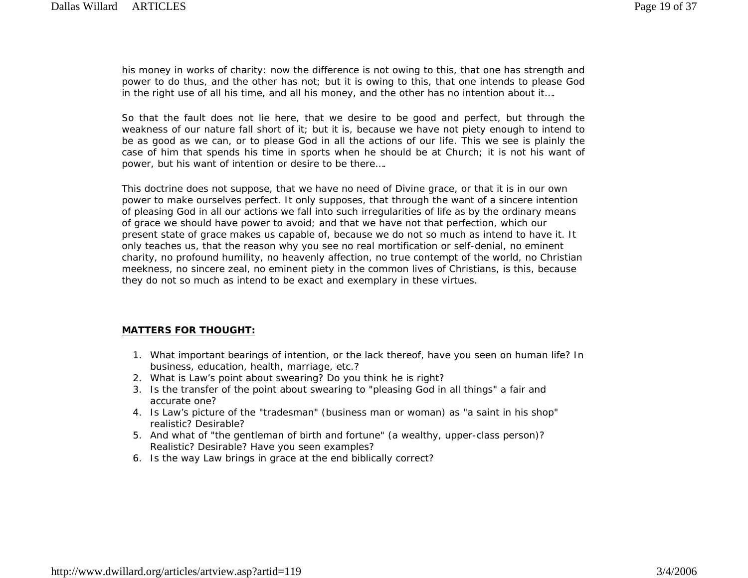his money in works of charity: now the difference is not owing to this, that one has strength and power to do thus, and the other has not; but it is owing to this, that one intends to please God in the right use of all his time, and all his money, and the other has no intention about it….

So that the fault does not lie here, that we desire to be good and perfect, but through the weakness of our nature fall short of it; but it is, because we have not piety enough to intend to be as good as we can, or to please God in all the actions of our life. This we see is plainly the case of him that spends his time in sports when he should be at Church; it is not his want of power, but his want of intention or desire to be there….

This doctrine does not suppose, that we have no need of Divine grace, or that it is in our own power to make ourselves perfect. It only supposes, that through the want of a sincere intention of pleasing God in all our actions we fall into such irregularities of life as by the ordinary means of grace we should have power to avoid; and that we have not that perfection, which our present state of grace makes us capable of, because we do not so much as intend to have it. It only teaches us, that the reason why you see no real mortification or self-denial, no eminent charity, no profound humility, no heavenly affection, no true contempt of the world, no Christian meekness, no sincere zeal, no eminent piety in the common lives of Christians, is this, because they do not so much as intend to be exact and exemplary in these virtues.

**MATTERS FOR THOUGHT:**

1. What important bearings of intention, or the lack thereof, have you seen on human life? In business, education, health, marriage, etc.?
2. What is Law's point about swearing? Do you think he is right?
3. Is the transfer of the point about swearing to "pleasing God in all things" a fair and accurate one?
4. Is Law's picture of the "tradesman" (business man or woman) as "a saint in his shop" realistic? Desirable?
5. And what of "the gentleman of birth and fortune" (a wealthy, upper-class person)? Realistic? Desirable? Have you seen examples?
6. Is the way Law brings in grace at the end biblically correct?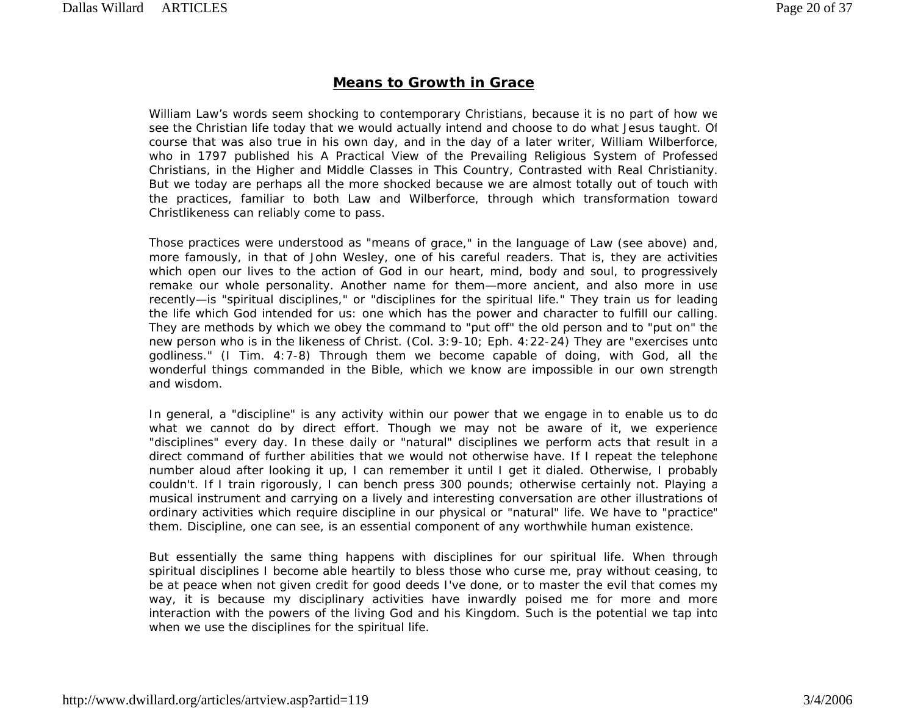## Means to Growth in Grace

William Law's words seem shocking to contemporary Christians, because it is no part of how we see the Christian life today that we would actually intend and choose to do what Jesus taught. Of course that was also true in his own day, and in the day of a later writer, William Wilberforce, who in 1797 published his A Practical View of the Prevailing Religious System of Professed Christians, in the Higher and Middle Classes in This Country, Contrasted with Real Christianity. But we today are perhaps all the more shocked because we are almost totally out of touch with the practices, familiar to both Law and Wilberforce, through which transformation toward Christlikeness can reliably come to pass.

Those practices were understood as "means of grace," in the language of Law (see above) and, more famously, in that of John Wesley, one of his careful readers. That is, they are activities which open our lives to the action of God in our heart, mind, body and soul, to progressively remake our whole personality. Another name for them—more ancient, and also more in use recently—is "spiritual disciplines," or "disciplines for the spiritual life." They train us for leading the life which God intended for us: one which has the power and character to fulfill our calling. They are methods by which we obey the command to "put off" the old person and to "put on" the new person who is in the likeness of Christ. (Col. 3:9-10; Eph. 4:22-24) They are "exercises unto godliness." (I Tim. 4:7-8) Through them we become capable of doing, with God, all the wonderful things commanded in the Bible, which we know are impossible in our own strength and wisdom.

In general, a "discipline" is any activity within our power that we engage in to enable us to do what we cannot do by direct effort. Though we may not be aware of it, we experience "disciplines" every day. In these daily or "natural" disciplines we perform acts that result in a direct command of further abilities that we would not otherwise have. If I repeat the telephone number aloud after looking it up, I can remember it until I get it dialed. Otherwise, I probably couldn't. If I train rigorously, I can bench press 300 pounds; otherwise certainly not. Playing a musical instrument and carrying on a lively and interesting conversation are other illustrations of ordinary activities which require discipline in our physical or "natural" life. We have to "practice" them. Discipline, one can see, is an essential component of any worthwhile human existence.

But essentially the same thing happens with disciplines for our spiritual life. When through spiritual disciplines I become able heartily to bless those who curse me, pray without ceasing, to be at peace when not given credit for good deeds I've done, or to master the evil that comes my way, it is because my disciplinary activities have inwardly poised me for more and more interaction with the powers of the living God and his Kingdom. Such is the potential we tap into when we use the disciplines for the spiritual life.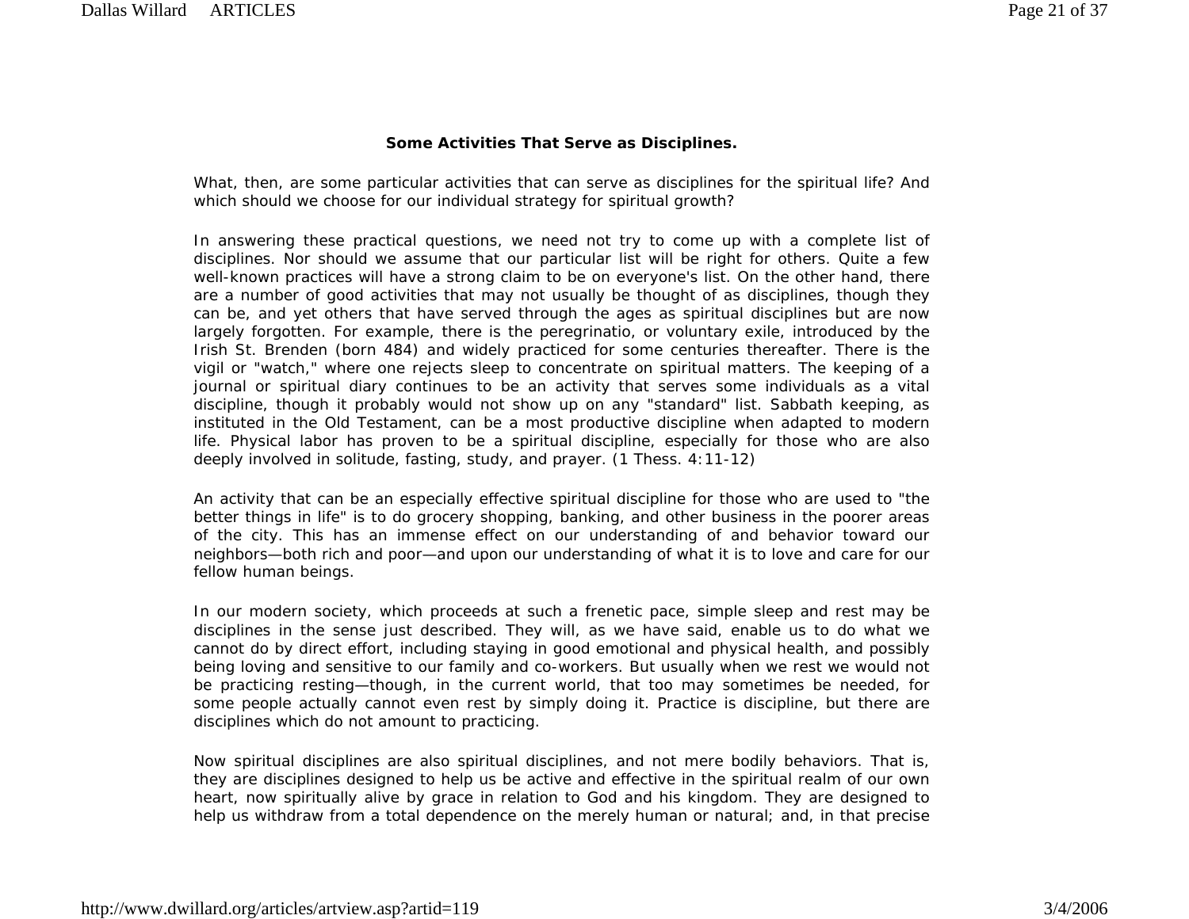**Some Activities That Serve as Disciplines.**

What, then, are some particular activities that can serve as disciplines for the spiritual life? And which should we choose for our individual strategy for spiritual growth?

In answering these practical questions, we need not try to come up with a complete list of disciplines. Nor should we assume that our particular list will be right for others. Quite a few well-known practices will have a strong claim to be on everyone's list. On the other hand, there are a number of good activities that may not usually be thought of as disciplines, though they can be, and yet others that have served through the ages as spiritual disciplines but are now largely forgotten. For example, there is the peregrinatio, or voluntary exile, introduced by the Irish St. Brenden (born 484) and widely practiced for some centuries thereafter. There is the vigil or "watch," where one rejects sleep to concentrate on spiritual matters. The keeping of a journal or spiritual diary continues to be an activity that serves some individuals as a vital discipline, though it probably would not show up on any "standard" list. Sabbath keeping, as instituted in the Old Testament, can be a most productive discipline when adapted to modern life. Physical labor has proven to be a spiritual discipline, especially for those who are also deeply involved in solitude, fasting, study, and prayer. (1 Thess. 4:11-12)

An activity that can be an especially effective spiritual discipline for those who are used to "the better things in life" is to do grocery shopping, banking, and other business in the poorer areas of the city. This has an immense effect on our understanding of and behavior toward our neighbors—both rich and poor—and upon our understanding of what it is to love and care for our fellow human beings.

In our modern society, which proceeds at such a frenetic pace, simple sleep and rest may be disciplines in the sense just described. They will, as we have said, enable us to do what we cannot do by direct effort, including staying in good emotional and physical health, and possibly being loving and sensitive to our family and co-workers. But usually when we rest we would not be practicing resting—though, in the current world, that too may sometimes be needed, for some people actually cannot even rest by simply doing it. Practice is discipline, but there are disciplines which do not amount to practicing.

Now spiritual disciplines are also spiritual disciplines, and not mere bodily behaviors. That is, they are disciplines designed to help us be active and effective in the spiritual realm of our own heart, now spiritually alive by grace in relation to God and his kingdom. They are designed to help us withdraw from a total dependence on the merely human or natural; and, in that precise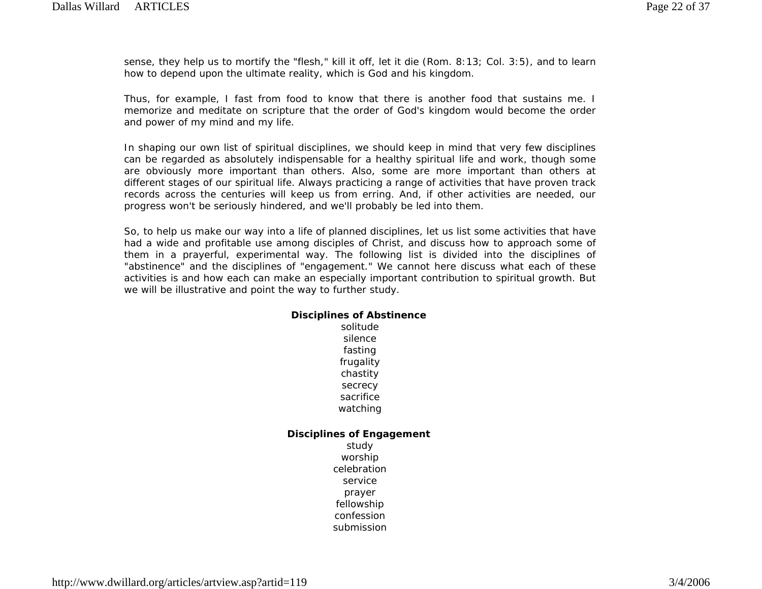sense, they help us to mortify the "flesh," kill it off, let it die (Rom. 8:13; Col. 3:5), and to learn how to depend upon the ultimate reality, which is God and his kingdom.

Thus, for example, I fast from food to know that there is another food that sustains me. I memorize and meditate on scripture that the order of God's kingdom would become the order and power of my mind and my life.

In shaping our own list of spiritual disciplines, we should keep in mind that very few disciplines can be regarded as absolutely indispensable for a healthy spiritual life and work, though some are obviously more important than others. Also, some are more important than others at different stages of our spiritual life. Always practicing a range of activities that have proven track records across the centuries will keep us from erring. And, if other activities are needed, our progress won't be seriously hindered, and we'll probably be led into them.

So, to help us make our way into a life of planned disciplines, let us list some activities that have had a wide and profitable use among disciples of Christ, and discuss how to approach some of them in a prayerful, experimental way. The following list is divided into the disciplines of "abstinence" and the disciplines of "engagement." We cannot here discuss what each of these activities is and how each can make an especially important contribution to spiritual growth. But we will be illustrative and point the way to further study.

**Disciplines of Abstinence**

solitude
silence
fasting
frugality
chastity
secrecy
sacrifice
watching

**Disciplines of Engagement**

study
worship
celebration
service
prayer
fellowship
confession
submission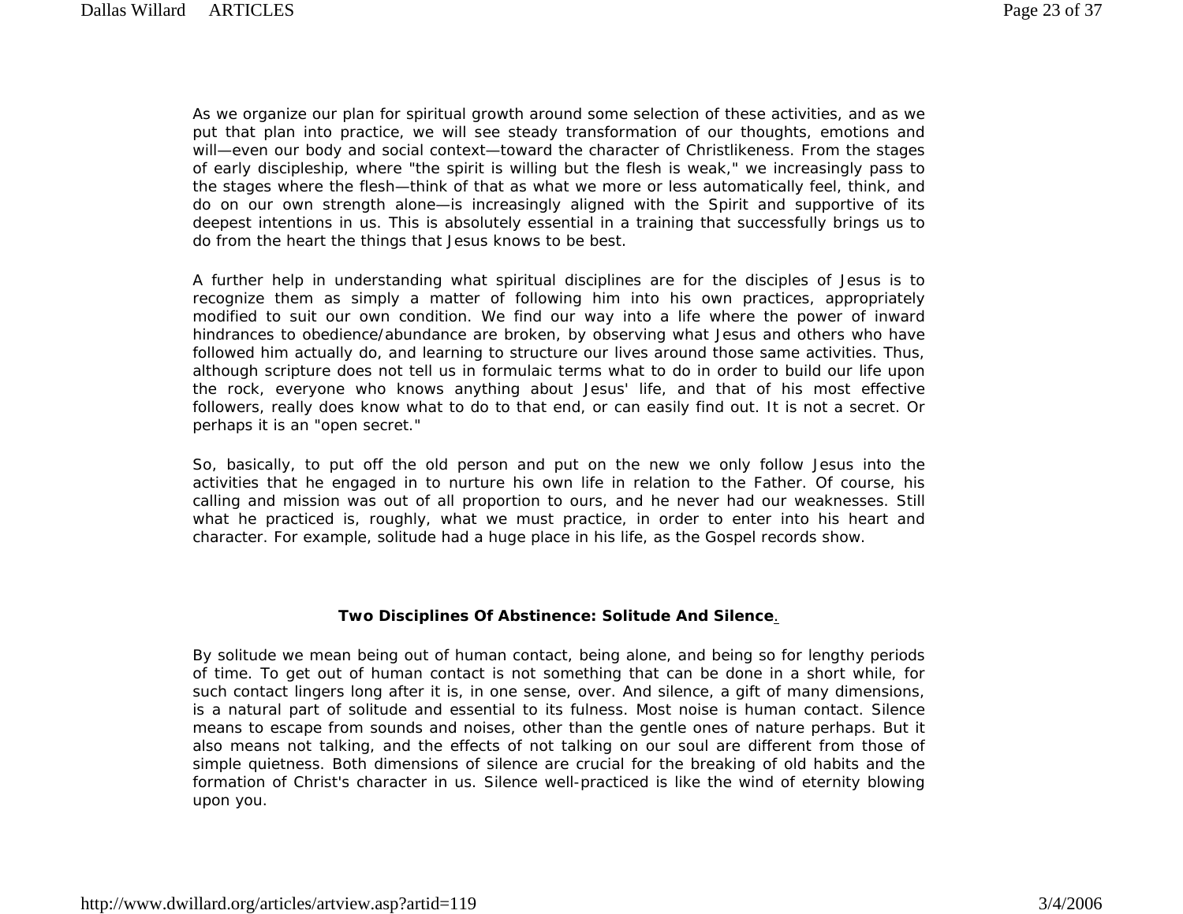As we organize our plan for spiritual growth around some selection of these activities, and as we put that plan into practice, we will see steady transformation of our thoughts, emotions and will—even our body and social context—toward the character of Christlikeness. From the stages of early discipleship, where "the spirit is willing but the flesh is weak," we increasingly pass to the stages where the flesh—think of that as what we more or less automatically feel, think, and do on our own strength alone—is increasingly aligned with the Spirit and supportive of its deepest intentions in us. This is absolutely essential in a training that successfully brings us to do from the heart the things that Jesus knows to be best.

A further help in understanding what spiritual disciplines are for the disciples of Jesus is to recognize them as simply a matter of following him into his own practices, appropriately modified to suit our own condition. We find our way into a life where the power of inward hindrances to obedience/abundance are broken, by observing what Jesus and others who have followed him actually do, and learning to structure our lives around those same activities. Thus, although scripture does not tell us in formulaic terms what to do in order to build our life upon the rock, everyone who knows anything about Jesus' life, and that of his most effective followers, really does know what to do to that end, or can easily find out. It is not a secret. Or perhaps it is an "open secret."

So, basically, to put off the old person and put on the new we only follow Jesus into the activities that he engaged in to nurture his own life in relation to the Father. Of course, his calling and mission was out of all proportion to ours, and he never had our weaknesses. Still what he practiced is, roughly, what we must practice, in order to enter into his heart and character. For example, solitude had a huge place in his life, as the Gospel records show.

## Two Disciplines Of Abstinence: Solitude And Silence.

By solitude we mean being out of human contact, being alone, and being so for lengthy periods of time. To get out of human contact is not something that can be done in a short while, for such contact lingers long after it is, in one sense, over. And silence, a gift of many dimensions, is a natural part of solitude and essential to its fulness. Most noise is human contact. Silence means to escape from sounds and noises, other than the gentle ones of nature perhaps. But it also means not talking, and the effects of not talking on our soul are different from those of simple quietness. Both dimensions of silence are crucial for the breaking of old habits and the formation of Christ's character in us. Silence well-practiced is like the wind of eternity blowing upon you.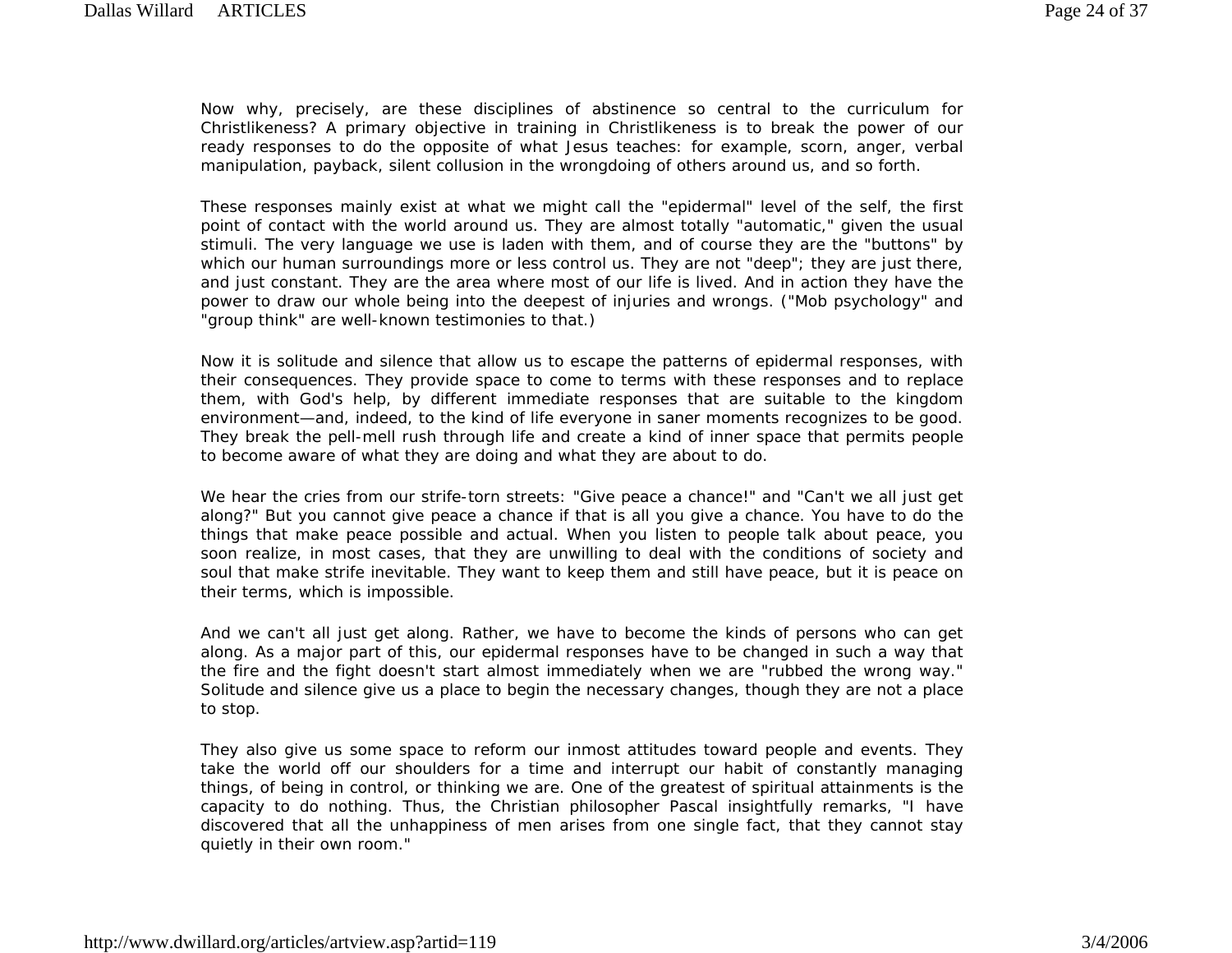Now why, precisely, are these disciplines of abstinence so central to the curriculum for Christlikeness? A primary objective in training in Christlikeness is to break the power of our ready responses to do the opposite of what Jesus teaches: for example, scorn, anger, verbal manipulation, payback, silent collusion in the wrongdoing of others around us, and so forth.

These responses mainly exist at what we might call the "epidermal" level of the self, the first point of contact with the world around us. They are almost totally "automatic," given the usual stimuli. The very language we use is laden with them, and of course they are the "buttons" by which our human surroundings more or less control us. They are not "deep"; they are just there, and just constant. They are the area where most of our life is lived. And in action they have the power to draw our whole being into the deepest of injuries and wrongs. ("Mob psychology" and "group think" are well-known testimonies to that.)

Now it is solitude and silence that allow us to escape the patterns of epidermal responses, with their consequences. They provide space to come to terms with these responses and to replace them, with God's help, by different immediate responses that are suitable to the kingdom environment—and, indeed, to the kind of life everyone in saner moments recognizes to be good. They break the pell-mell rush through life and create a kind of inner space that permits people to become aware of what they are doing and what they are about to do.

We hear the cries from our strife-torn streets: "Give peace a chance!" and "Can't we all just get along?" But you cannot give peace a chance if that is all you give a chance. You have to do the things that make peace possible and actual. When you listen to people talk about peace, you soon realize, in most cases, that they are unwilling to deal with the conditions of society and soul that make strife inevitable. They want to keep them and still have peace, but it is peace on their terms, which is impossible.

And we can't all just get along. Rather, we have to become the kinds of persons who can get along. As a major part of this, our epidermal responses have to be changed in such a way that the fire and the fight doesn't start almost immediately when we are "rubbed the wrong way." Solitude and silence give us a place to begin the necessary changes, though they are not a place to stop.

They also give us some space to reform our inmost attitudes toward people and events. They take the world off our shoulders for a time and interrupt our habit of constantly managing things, of being in control, or thinking we are. One of the greatest of spiritual attainments is the capacity to do nothing. Thus, the Christian philosopher Pascal insightfully remarks, "I have discovered that all the unhappiness of men arises from one single fact, that they cannot stay quietly in their own room."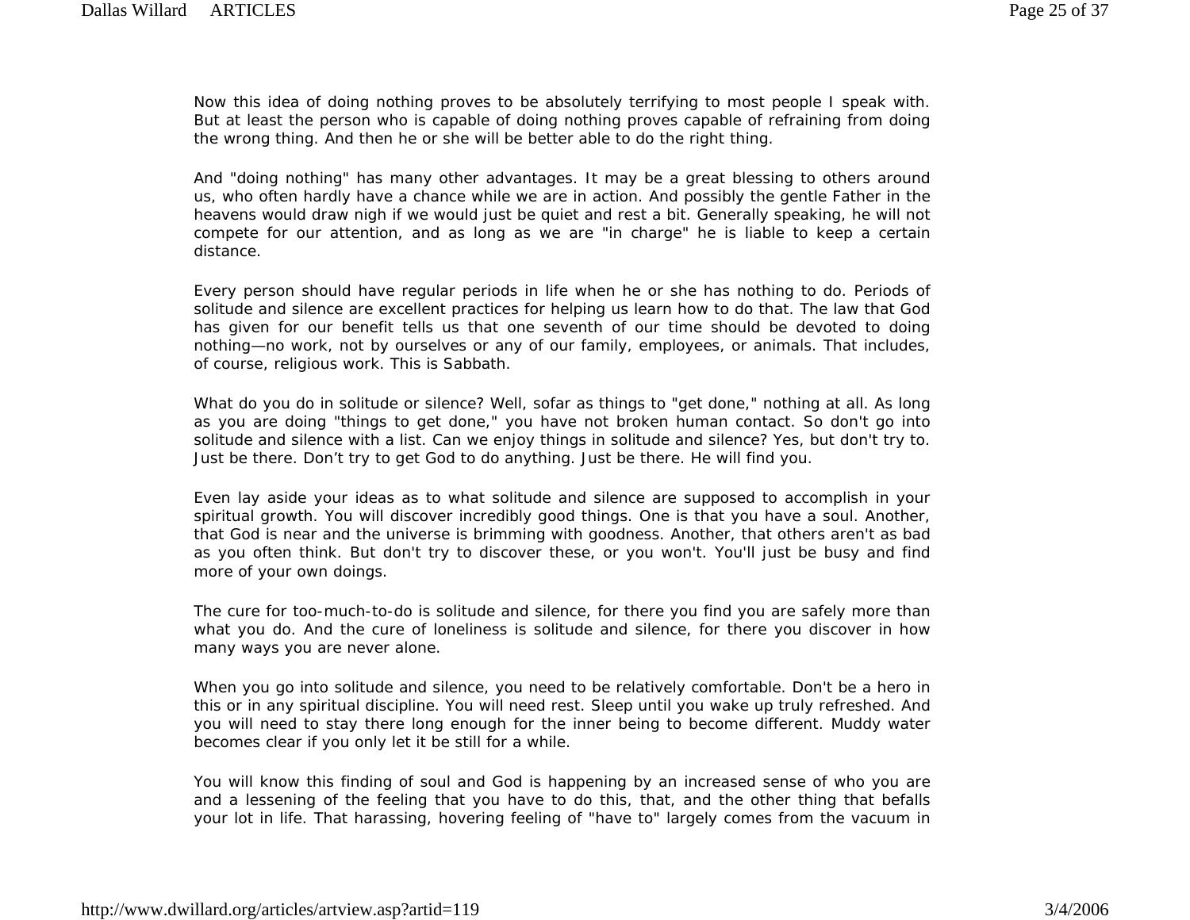Now this idea of doing nothing proves to be absolutely terrifying to most people I speak with. But at least the person who is capable of doing nothing proves capable of refraining from doing the wrong thing. And then he or she will be better able to do the right thing.

And "doing nothing" has many other advantages. It may be a great blessing to others around us, who often hardly have a chance while we are in action. And possibly the gentle Father in the heavens would draw nigh if we would just be quiet and rest a bit. Generally speaking, he will not compete for our attention, and as long as we are "in charge" he is liable to keep a certain distance.

Every person should have regular periods in life when he or she has nothing to do. Periods of solitude and silence are excellent practices for helping us learn how to do that. The law that God has given for our benefit tells us that one seventh of our time should be devoted to doing nothing—no work, not by ourselves or any of our family, employees, or animals. That includes, of course, religious work. This is Sabbath.

What do you do in solitude or silence? Well, sofar as things to "get done," nothing at all. As long as you are doing "things to get done," you have not broken human contact. So don't go into solitude and silence with a list. Can we enjoy things in solitude and silence? Yes, but don't try to. Just be there. Don't try to get God to do anything. Just be there. He will find you.

Even lay aside your ideas as to what solitude and silence are supposed to accomplish in your spiritual growth. You will discover incredibly good things. One is that you have a soul. Another, that God is near and the universe is brimming with goodness. Another, that others aren't as bad as you often think. But don't try to discover these, or you won't. You'll just be busy and find more of your own doings.

The cure for too-much-to-do is solitude and silence, for there you find you are safely more than what you do. And the cure of loneliness is solitude and silence, for there you discover in how many ways you are never alone.

When you go into solitude and silence, you need to be relatively comfortable. Don't be a hero in this or in any spiritual discipline. You will need rest. Sleep until you wake up truly refreshed. And you will need to stay there long enough for the inner being to become different. Muddy water becomes clear if you only let it be still for a while.

You will know this finding of soul and God is happening by an increased sense of who you are and a lessening of the feeling that you have to do this, that, and the other thing that befalls your lot in life. That harassing, hovering feeling of "have to" largely comes from the vacuum in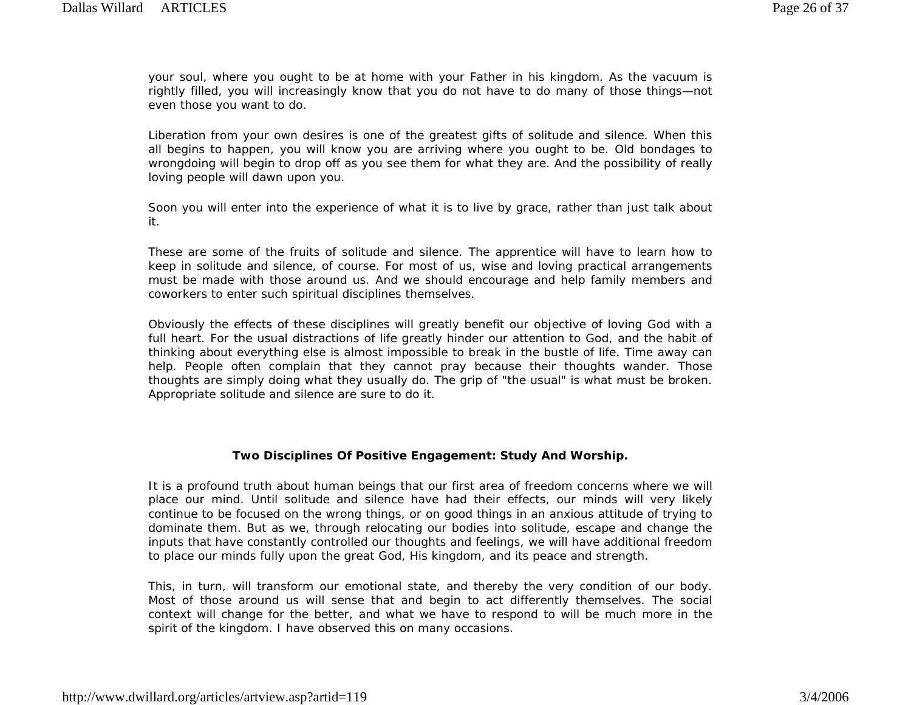your soul, where you ought to be at home with your Father in his kingdom. As the vacuum is rightly filled, you will increasingly know that you do not have to do many of those things—not even those you want to do.

Liberation from your own desires is one of the greatest gifts of solitude and silence. When this all begins to happen, you will know you are arriving where you ought to be. Old bondages to wrongdoing will begin to drop off as you see them for what they are. And the possibility of really loving people will dawn upon you.

Soon you will enter into the experience of what it is to live by grace, rather than just talk about it.

These are some of the fruits of solitude and silence. The apprentice will have to learn how to keep in solitude and silence, of course. For most of us, wise and loving practical arrangements must be made with those around us. And we should encourage and help family members and coworkers to enter such spiritual disciplines themselves.

Obviously the effects of these disciplines will greatly benefit our objective of loving God with a full heart. For the usual distractions of life greatly hinder our attention to God, and the habit of thinking about everything else is almost impossible to break in the bustle of life. Time away can help. People often complain that they cannot pray because their thoughts wander. Those thoughts are simply doing what they usually do. The grip of "the usual" is what must be broken. Appropriate solitude and silence are sure to do it.

## Two Disciplines Of Positive Engagement: Study And Worship.

It is a profound truth about human beings that our first area of freedom concerns where we will place our mind. Until solitude and silence have had their effects, our minds will very likely continue to be focused on the wrong things, or on good things in an anxious attitude of trying to dominate them. But as we, through relocating our bodies into solitude, escape and change the inputs that have constantly controlled our thoughts and feelings, we will have additional freedom to place our minds fully upon the great God, His kingdom, and its peace and strength.

This, in turn, will transform our emotional state, and thereby the very condition of our body. Most of those around us will sense that and begin to act differently themselves. The social context will change for the better, and what we have to respond to will be much more in the spirit of the kingdom. I have observed this on many occasions.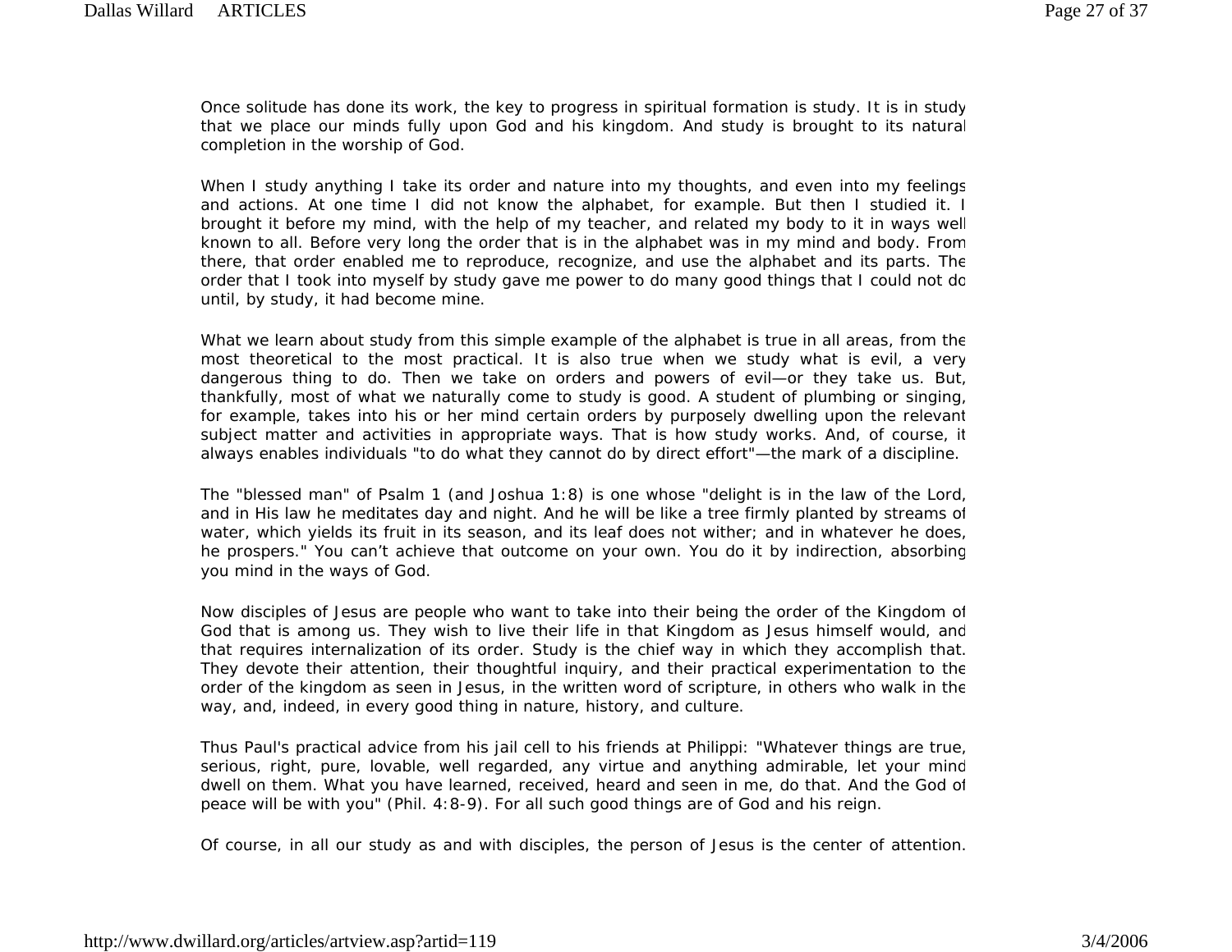Once solitude has done its work, the key to progress in spiritual formation is study. It is in study that we place our minds fully upon God and his kingdom. And study is brought to its natural completion in the worship of God.

When I study anything I take its order and nature into my thoughts, and even into my feelings and actions. At one time I did not know the alphabet, for example. But then I studied it. I brought it before my mind, with the help of my teacher, and related my body to it in ways well known to all. Before very long the order that is in the alphabet was in my mind and body. From there, that order enabled me to reproduce, recognize, and use the alphabet and its parts. The order that I took into myself by study gave me power to do many good things that I could not do until, by study, it had become mine.

What we learn about study from this simple example of the alphabet is true in all areas, from the most theoretical to the most practical. It is also true when we study what is evil, a very dangerous thing to do. Then we take on orders and powers of evil—or they take us. But, thankfully, most of what we naturally come to study is good. A student of plumbing or singing, for example, takes into his or her mind certain orders by purposely dwelling upon the relevant subject matter and activities in appropriate ways. That is how study works. And, of course, it always enables individuals "to do what they cannot do by direct effort"—the mark of a discipline.

The "blessed man" of Psalm 1 (and Joshua 1:8) is one whose "delight is in the law of the Lord, and in His law he meditates day and night. And he will be like a tree firmly planted by streams of water, which yields its fruit in its season, and its leaf does not wither; and in whatever he does, he prospers." You can't achieve that outcome on your own. You do it by indirection, absorbing you mind in the ways of God.

Now disciples of Jesus are people who want to take into their being the order of the Kingdom of God that is among us. They wish to live their life in that Kingdom as Jesus himself would, and that requires internalization of its order. Study is the chief way in which they accomplish that. They devote their attention, their thoughtful inquiry, and their practical experimentation to the order of the kingdom as seen in Jesus, in the written word of scripture, in others who walk in the way, and, indeed, in every good thing in nature, history, and culture.

Thus Paul's practical advice from his jail cell to his friends at Philippi: "Whatever things are true, serious, right, pure, lovable, well regarded, any virtue and anything admirable, let your mind dwell on them. What you have learned, received, heard and seen in me, do that. And the God of peace will be with you" (Phil. 4:8-9). For all such good things are of God and his reign.

Of course, in all our study as and with disciples, the person of Jesus is the center of attention.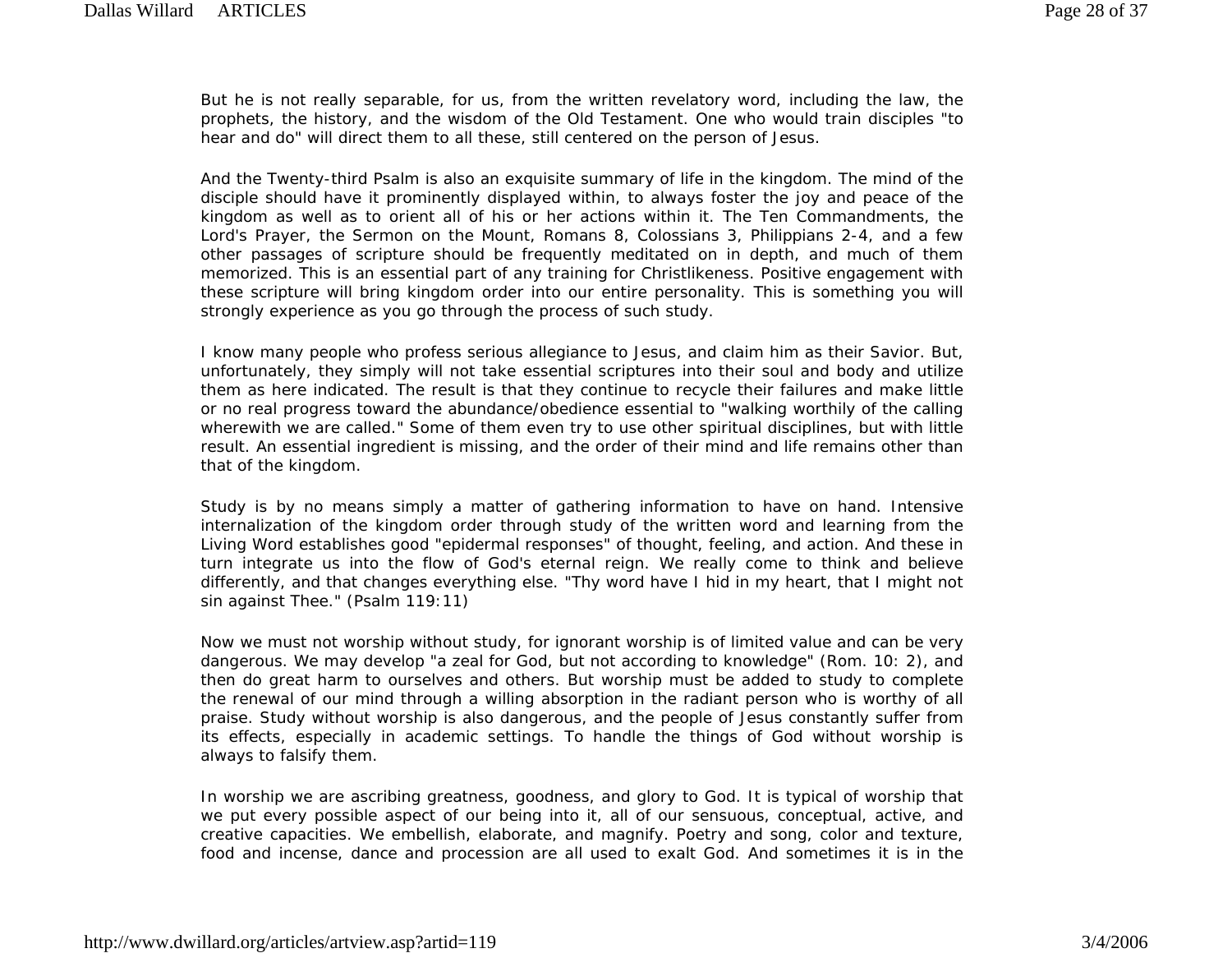But he is not really separable, for us, from the written revelatory word, including the law, the prophets, the history, and the wisdom of the Old Testament. One who would train disciples "to hear and do" will direct them to all these, still centered on the person of Jesus.

And the Twenty-third Psalm is also an exquisite summary of life in the kingdom. The mind of the disciple should have it prominently displayed within, to always foster the joy and peace of the kingdom as well as to orient all of his or her actions within it. The Ten Commandments, the Lord's Prayer, the Sermon on the Mount, Romans 8, Colossians 3, Philippians 2-4, and a few other passages of scripture should be frequently meditated on in depth, and much of them memorized. This is an essential part of any training for Christlikeness. Positive engagement with these scripture will bring kingdom order into our entire personality. This is something you will strongly experience as you go through the process of such study.

I know many people who profess serious allegiance to Jesus, and claim him as their Savior. But, unfortunately, they simply will not take essential scriptures into their soul and body and utilize them as here indicated. The result is that they continue to recycle their failures and make little or no real progress toward the abundance/obedience essential to "walking worthily of the calling wherewith we are called." Some of them even try to use other spiritual disciplines, but with little result. An essential ingredient is missing, and the order of their mind and life remains other than that of the kingdom.

Study is by no means simply a matter of gathering information to have on hand. Intensive internalization of the kingdom order through study of the written word and learning from the Living Word establishes good "epidermal responses" of thought, feeling, and action. And these in turn integrate us into the flow of God's eternal reign. We really come to think and believe differently, and that changes everything else. "Thy word have I hid in my heart, that I might not sin against Thee." (Psalm 119:11)

Now we must not worship without study, for ignorant worship is of limited value and can be very dangerous. We may develop "a zeal for God, but not according to knowledge" (Rom. 10: 2), and then do great harm to ourselves and others. But worship must be added to study to complete the renewal of our mind through a willing absorption in the radiant person who is worthy of all praise. Study without worship is also dangerous, and the people of Jesus constantly suffer from its effects, especially in academic settings. To handle the things of God without worship is always to falsify them.

In worship we are ascribing greatness, goodness, and glory to God. It is typical of worship that we put every possible aspect of our being into it, all of our sensuous, conceptual, active, and creative capacities. We embellish, elaborate, and magnify. Poetry and song, color and texture, food and incense, dance and procession are all used to exalt God. And sometimes it is in the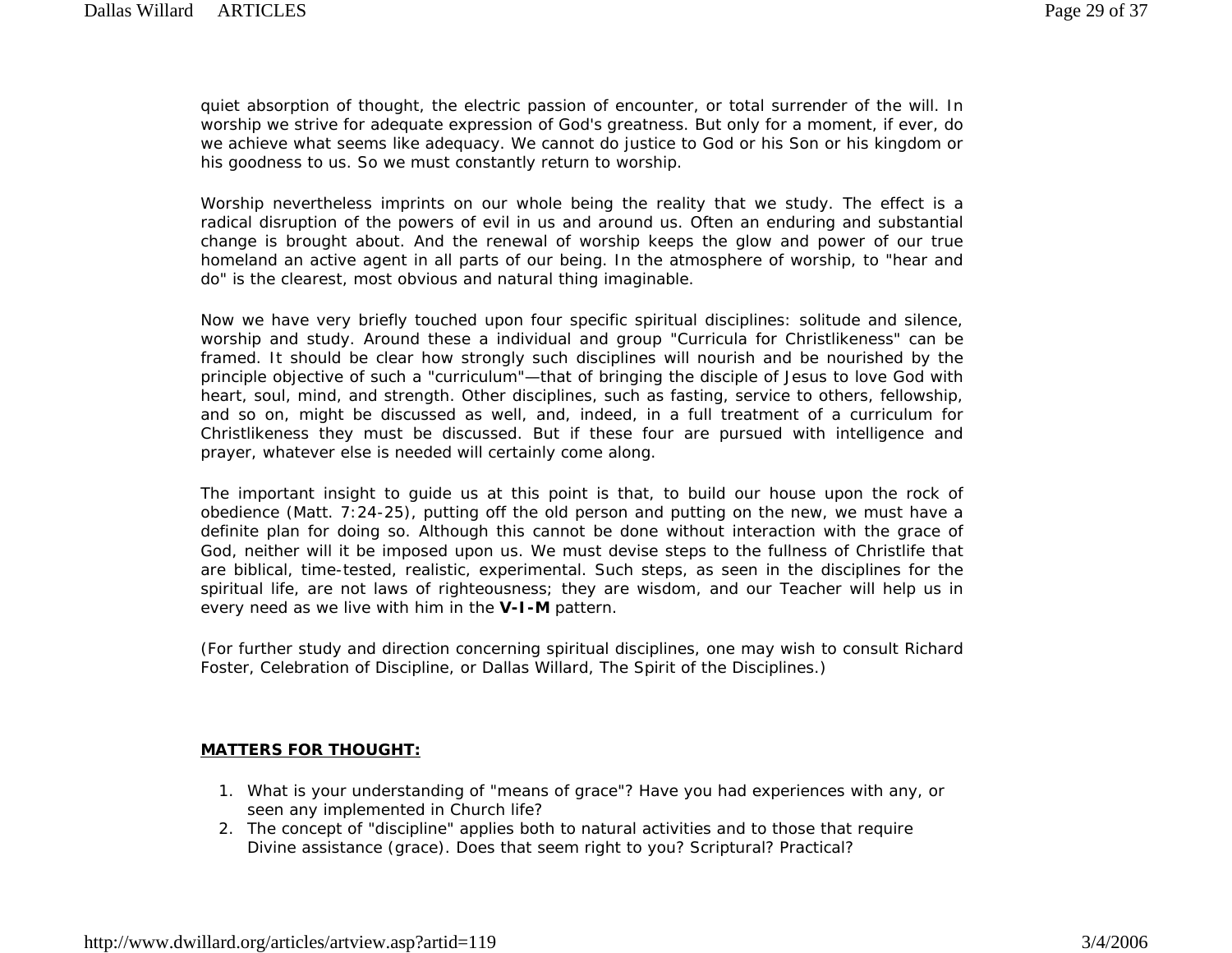quiet absorption of thought, the electric passion of encounter, or total surrender of the will. In worship we strive for adequate expression of God's greatness. But only for a moment, if ever, do we achieve what seems like adequacy. We cannot do justice to God or his Son or his kingdom or his goodness to us. So we must constantly return to worship.

Worship nevertheless imprints on our whole being the reality that we study. The effect is a radical disruption of the powers of evil in us and around us. Often an enduring and substantial change is brought about. And the renewal of worship keeps the glow and power of our true homeland an active agent in all parts of our being. In the atmosphere of worship, to "hear and do" is the clearest, most obvious and natural thing imaginable.

Now we have very briefly touched upon four specific spiritual disciplines: solitude and silence, worship and study. Around these a individual and group "Curricula for Christlikeness" can be framed. It should be clear how strongly such disciplines will nourish and be nourished by the principle objective of such a "curriculum"—that of bringing the disciple of Jesus to love God with heart, soul, mind, and strength. Other disciplines, such as fasting, service to others, fellowship, and so on, might be discussed as well, and, indeed, in a full treatment of a curriculum for Christlikeness they must be discussed. But if these four are pursued with intelligence and prayer, whatever else is needed will certainly come along.

The important insight to guide us at this point is that, to build our house upon the rock of obedience (Matt. 7:24-25), putting off the old person and putting on the new, we must have a definite plan for doing so. Although this cannot be done without interaction with the grace of God, neither will it be imposed upon us. We must devise steps to the fullness of Christlife that are biblical, time-tested, realistic, experimental. Such steps, as seen in the disciplines for the spiritual life, are not laws of righteousness; they are wisdom, and our Teacher will help us in every need as we live with him in the **V-I-M** pattern.

(For further study and direction concerning spiritual disciplines, one may wish to consult Richard Foster, Celebration of Discipline, or Dallas Willard, The Spirit of the Disciplines.)

**MATTERS FOR THOUGHT:**

1. What is your understanding of "means of grace"? Have you had experiences with any, or seen any implemented in Church life?
2. The concept of "discipline" applies both to natural activities and to those that require Divine assistance (grace). Does that seem right to you? Scriptural? Practical?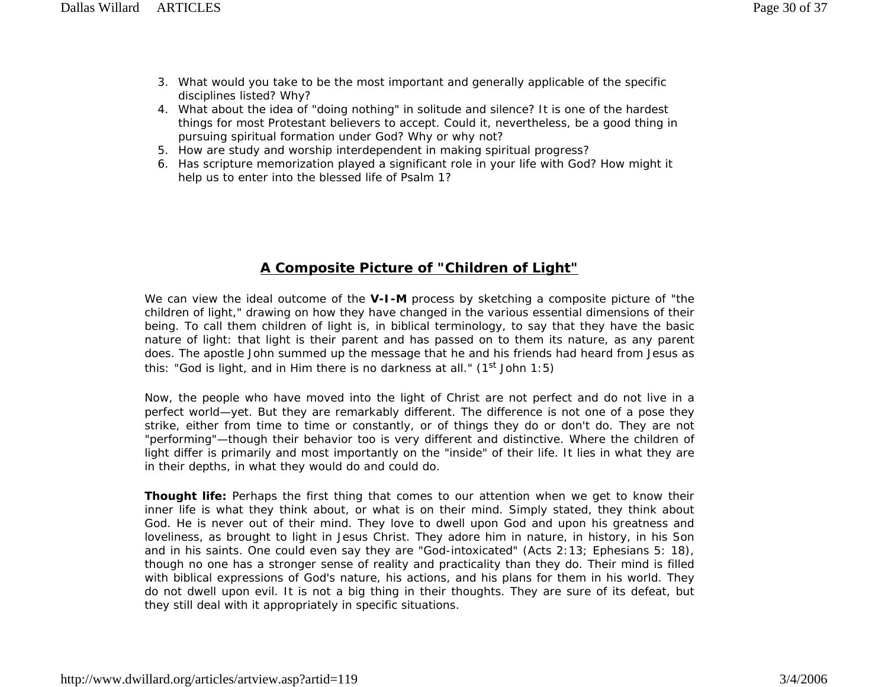3. What would you take to be the most important and generally applicable of the specific disciplines listed? Why?
4. What about the idea of "doing nothing" in solitude and silence? It is one of the hardest things for most Protestant believers to accept. Could it, nevertheless, be a good thing in pursuing spiritual formation under God? Why or why not?
5. How are study and worship interdependent in making spiritual progress?
6. Has scripture memorization played a significant role in your life with God? How might it help us to enter into the blessed life of Psalm 1?

## A Composite Picture of "Children of Light"

We can view the ideal outcome of the **V-I-M** process by sketching a composite picture of "the children of light," drawing on how they have changed in the various essential dimensions of their being. To call them children of light is, in biblical terminology, to say that they have the basic nature of light: that light is their parent and has passed on to them its nature, as any parent does. The apostle John summed up the message that he and his friends had heard from Jesus as this: "God is light, and in Him there is no darkness at all." (1st John 1:5)

Now, the people who have moved into the light of Christ are not perfect and do not live in a perfect world—yet. But they are remarkably different. The difference is not one of a pose they strike, either from time to time or constantly, or of things they do or don't do. They are not "performing"—though their behavior too is very different and distinctive. Where the children of light differ is primarily and most importantly on the "inside" of their life. It lies in what they are in their depths, in what they would do and could do.

**Thought life:** Perhaps the first thing that comes to our attention when we get to know their inner life is what they think about, or what is on their mind. Simply stated, they think about God. He is never out of their mind. They love to dwell upon God and upon his greatness and loveliness, as brought to light in Jesus Christ. They adore him in nature, in history, in his Son and in his saints. One could even say they are "God-intoxicated" (Acts 2:13; Ephesians 5: 18), though no one has a stronger sense of reality and practicality than they do. Their mind is filled with biblical expressions of God's nature, his actions, and his plans for them in his world. They do not dwell upon evil. It is not a big thing in their thoughts. They are sure of its defeat, but they still deal with it appropriately in specific situations.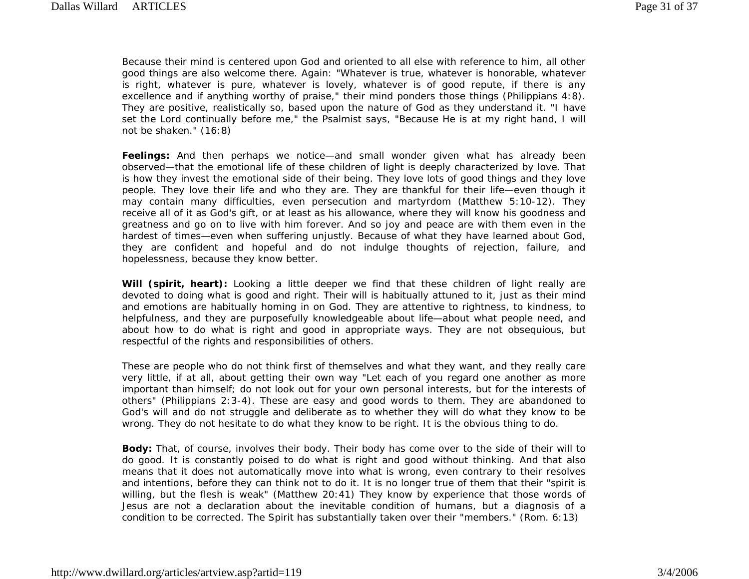Because their mind is centered upon God and oriented to all else with reference to him, all other good things are also welcome there. Again: "Whatever is true, whatever is honorable, whatever is right, whatever is pure, whatever is lovely, whatever is of good repute, if there is any excellence and if anything worthy of praise," their mind ponders those things (Philippians 4:8). They are positive, realistically so, based upon the nature of God as they understand it. "I have set the Lord continually before me," the Psalmist says, "Because He is at my right hand, I will not be shaken." (16:8)

**Feelings:** And then perhaps we notice—and small wonder given what has already been observed—that the emotional life of these children of light is deeply characterized by love. That is how they invest the emotional side of their being. They love lots of good things and they love people. They love their life and who they are. They are thankful for their life—even though it may contain many difficulties, even persecution and martyrdom (Matthew 5:10-12). They receive all of it as God's gift, or at least as his allowance, where they will know his goodness and greatness and go on to live with him forever. And so joy and peace are with them even in the hardest of times—even when suffering unjustly. Because of what they have learned about God, they are confident and hopeful and do not indulge thoughts of rejection, failure, and hopelessness, because they know better.

**Will (spirit, heart):** Looking a little deeper we find that these children of light really are devoted to doing what is good and right. Their will is habitually attuned to it, just as their mind and emotions are habitually homing in on God. They are attentive to rightness, to kindness, to helpfulness, and they are purposefully knowledgeable about life—about what people need, and about how to do what is right and good in appropriate ways. They are not obsequious, but respectful of the rights and responsibilities of others.

These are people who do not think first of themselves and what they want, and they really care very little, if at all, about getting their own way "Let each of you regard one another as more important than himself; do not look out for your own personal interests, but for the interests of others" (Philippians 2:3-4). These are easy and good words to them. They are abandoned to God's will and do not struggle and deliberate as to whether they will do what they know to be wrong. They do not hesitate to do what they know to be right. It is the obvious thing to do.

**Body:** That, of course, involves their body. Their body has come over to the side of their will to do good. It is constantly poised to do what is right and good without thinking. And that also means that it does not automatically move into what is wrong, even contrary to their resolves and intentions, before they can think not to do it. It is no longer true of them that their "spirit is willing, but the flesh is weak" (Matthew 20:41) They know by experience that those words of Jesus are not a declaration about the inevitable condition of humans, but a diagnosis of a condition to be corrected. The Spirit has substantially taken over their "members." (Rom. 6:13)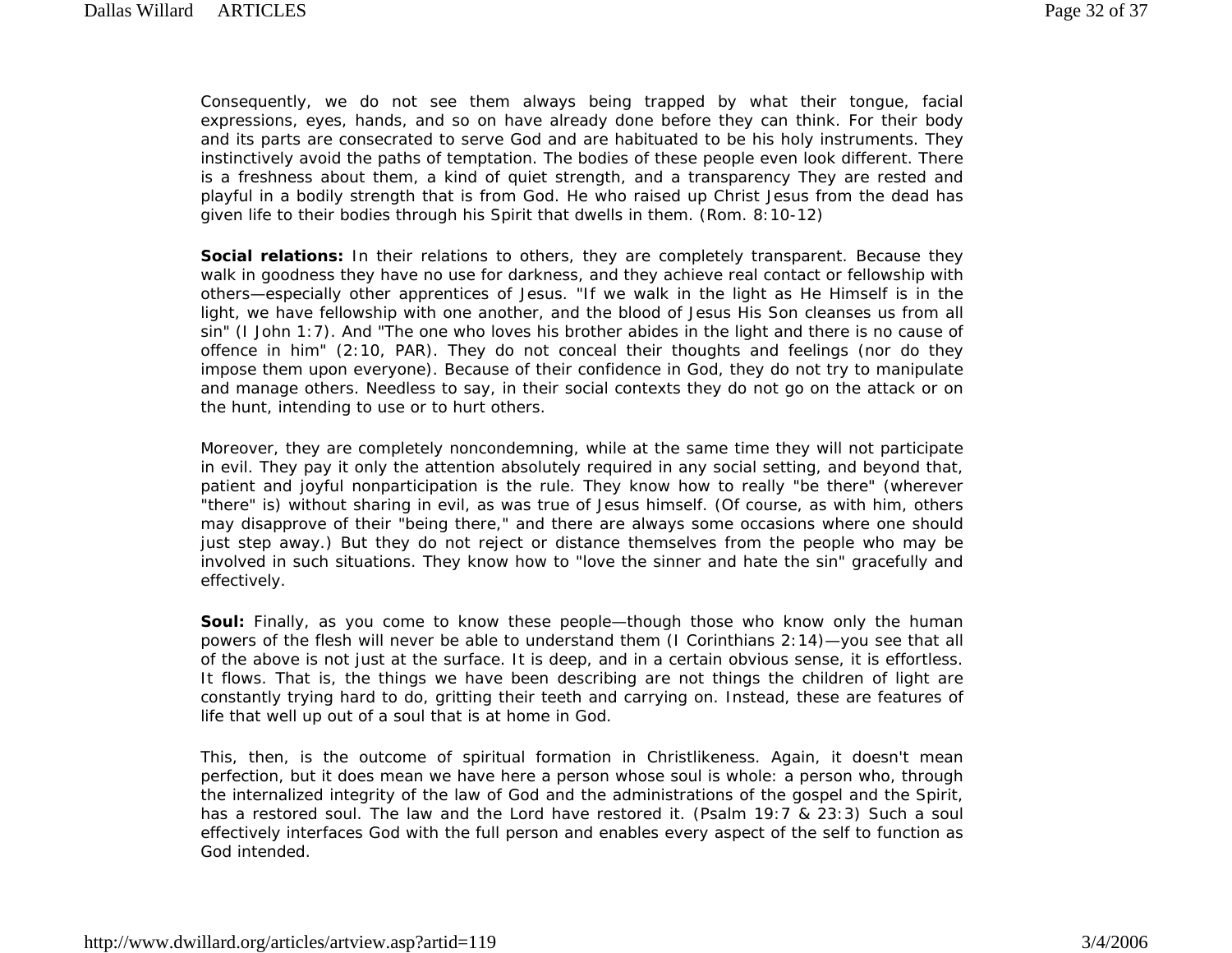Consequently, we do not see them always being trapped by what their tongue, facial expressions, eyes, hands, and so on have already done before they can think. For their body and its parts are consecrated to serve God and are habituated to be his holy instruments. They instinctively avoid the paths of temptation. The bodies of these people even look different. There is a freshness about them, a kind of quiet strength, and a transparency They are rested and playful in a bodily strength that is from God. He who raised up Christ Jesus from the dead has given life to their bodies through his Spirit that dwells in them. (Rom. 8:10-12)

**Social relations:** In their relations to others, they are completely transparent. Because they walk in goodness they have no use for darkness, and they achieve real contact or fellowship with others—especially other apprentices of Jesus. "If we walk in the light as He Himself is in the light, we have fellowship with one another, and the blood of Jesus His Son cleanses us from all sin" (I John 1:7). And "The one who loves his brother abides in the light and there is no cause of offence in him" (2:10, PAR). They do not conceal their thoughts and feelings (nor do they impose them upon everyone). Because of their confidence in God, they do not try to manipulate and manage others. Needless to say, in their social contexts they do not go on the attack or on the hunt, intending to use or to hurt others.

Moreover, they are completely noncondemning, while at the same time they will not participate in evil. They pay it only the attention absolutely required in any social setting, and beyond that, patient and joyful nonparticipation is the rule. They know how to really "be there" (wherever "there" is) without sharing in evil, as was true of Jesus himself. (Of course, as with him, others may disapprove of their "being there," and there are always some occasions where one should just step away.) But they do not reject or distance themselves from the people who may be involved in such situations. They know how to "love the sinner and hate the sin" gracefully and effectively.

**Soul:** Finally, as you come to know these people—though those who know only the human powers of the flesh will never be able to understand them (I Corinthians 2:14)—you see that all of the above is not just at the surface. It is deep, and in a certain obvious sense, it is effortless. It flows. That is, the things we have been describing are not things the children of light are constantly trying hard to do, gritting their teeth and carrying on. Instead, these are features of life that well up out of a soul that is at home in God.

This, then, is the outcome of spiritual formation in Christlikeness. Again, it doesn't mean perfection, but it does mean we have here a person whose soul is whole: a person who, through the internalized integrity of the law of God and the administrations of the gospel and the Spirit, has a restored soul. The law and the Lord have restored it. (Psalm 19:7 & 23:3) Such a soul effectively interfaces God with the full person and enables every aspect of the self to function as God intended.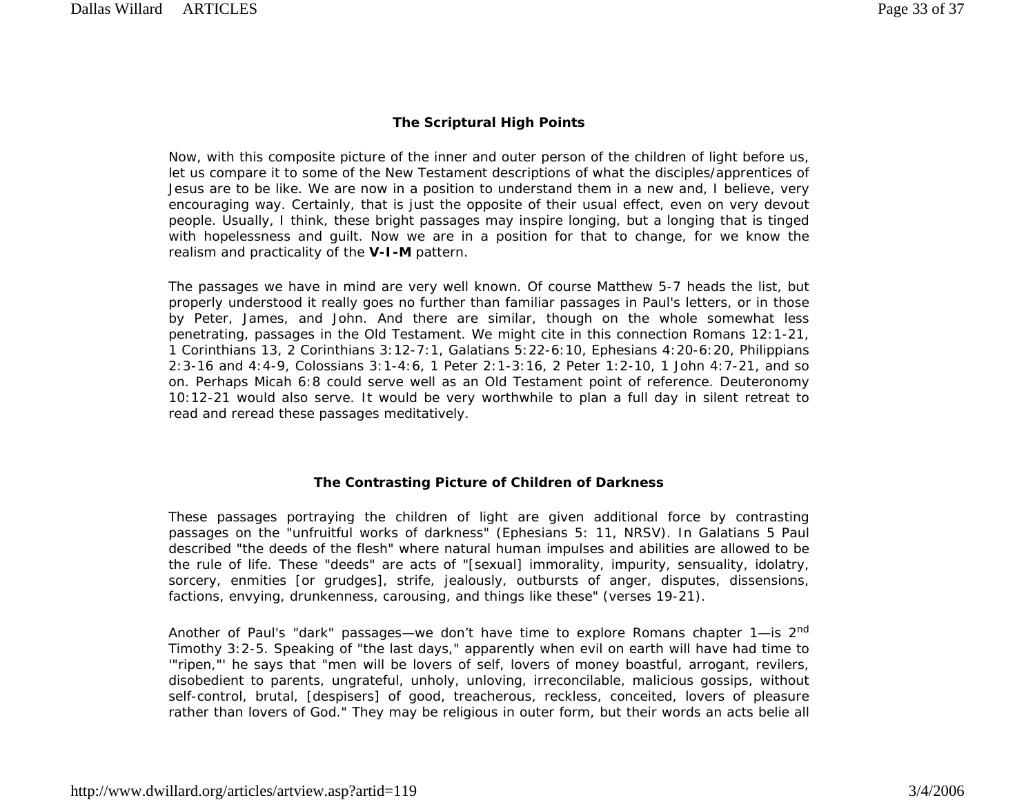### The Scriptural High Points

Now, with this composite picture of the inner and outer person of the children of light before us, let us compare it to some of the New Testament descriptions of what the disciples/apprentices of Jesus are to be like. We are now in a position to understand them in a new and, I believe, very encouraging way. Certainly, that is just the opposite of their usual effect, even on very devout people. Usually, I think, these bright passages may inspire longing, but a longing that is tinged with hopelessness and guilt. Now we are in a position for that to change, for we know the realism and practicality of the **V-I-M** pattern.

The passages we have in mind are very well known. Of course Matthew 5-7 heads the list, but properly understood it really goes no further than familiar passages in Paul's letters, or in those by Peter, James, and John. And there are similar, though on the whole somewhat less penetrating, passages in the Old Testament. We might cite in this connection Romans 12:1-21, 1 Corinthians 13, 2 Corinthians 3:12-7:1, Galatians 5:22-6:10, Ephesians 4:20-6:20, Philippians 2:3-16 and 4:4-9, Colossians 3:1-4:6, 1 Peter 2:1-3:16, 2 Peter 1:2-10, 1 John 4:7-21, and so on. Perhaps Micah 6:8 could serve well as an Old Testament point of reference. Deuteronomy 10:12-21 would also serve. It would be very worthwhile to plan a full day in silent retreat to read and reread these passages meditatively.

### The Contrasting Picture of Children of Darkness

These passages portraying the children of light are given additional force by contrasting passages on the "unfruitful works of darkness" (Ephesians 5: 11, NRSV). In Galatians 5 Paul described "the deeds of the flesh" where natural human impulses and abilities are allowed to be the rule of life. These "deeds" are acts of "[sexual] immorality, impurity, sensuality, idolatry, sorcery, enmities [or grudges], strife, jealously, outbursts of anger, disputes, dissensions, factions, envying, drunkenness, carousing, and things like these" (verses 19-21).

Another of Paul's "dark" passages—we don't have time to explore Romans chapter 1—is 2nd Timothy 3:2-5. Speaking of "the last days," apparently when evil on earth will have had time to '"ripen,"' he says that "men will be lovers of self, lovers of money boastful, arrogant, revilers, disobedient to parents, ungrateful, unholy, unloving, irreconcilable, malicious gossips, without self-control, brutal, [despisers] of good, treacherous, reckless, conceited, lovers of pleasure rather than lovers of God." They may be religious in outer form, but their words an acts belie all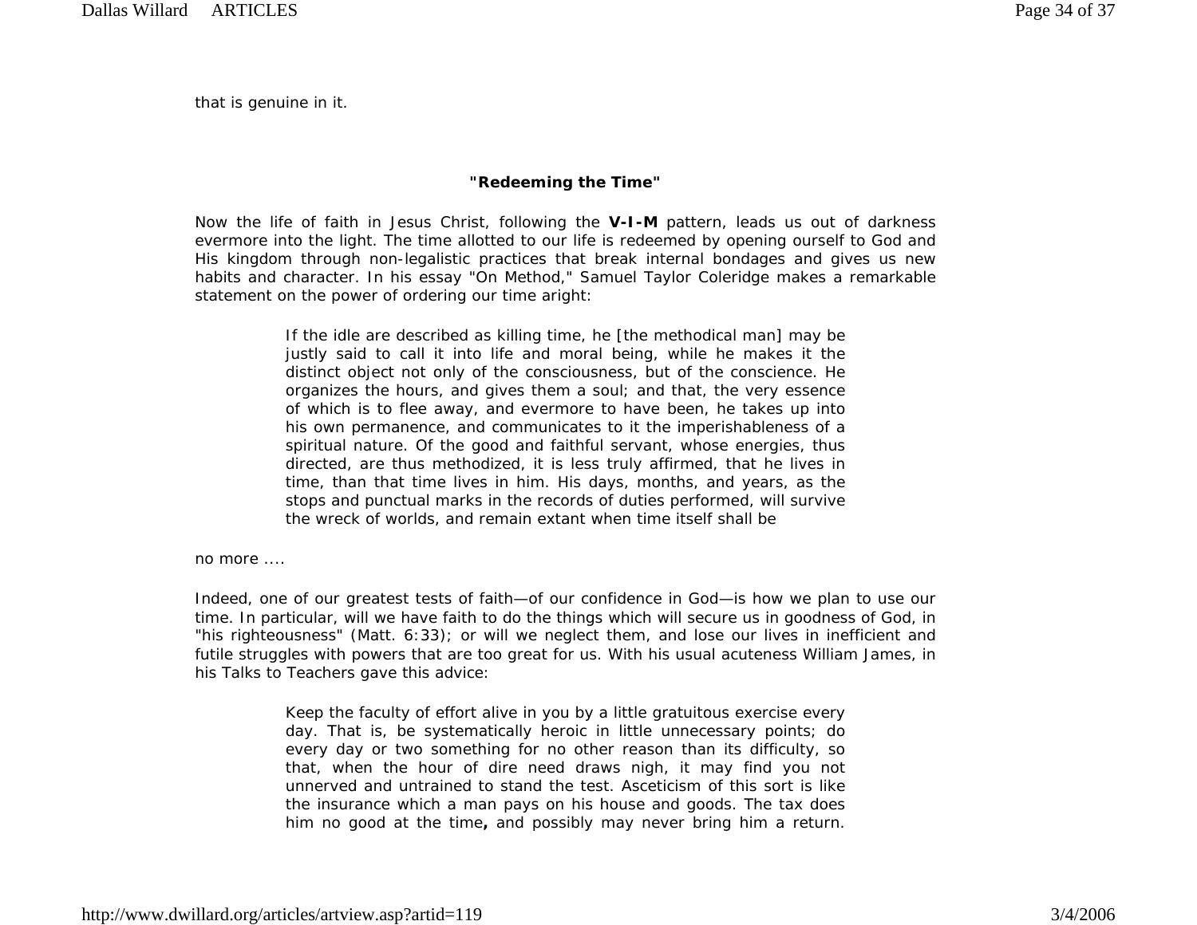that is genuine in it.

**"Redeeming the Time"**

Now the life of faith in Jesus Christ, following the **V-I-M** pattern, leads us out of darkness evermore into the light. The time allotted to our life is redeemed by opening ourself to God and His kingdom through non-legalistic practices that break internal bondages and gives us new habits and character. In his essay "On Method," Samuel Taylor Coleridge makes a remarkable statement on the power of ordering our time aright:

> If the idle are described as killing time, he [the methodical man] may be justly said to call it into life and moral being, while he makes it the distinct object not only of the consciousness, but of the conscience. He organizes the hours, and gives them a soul; and that, the very essence of which is to flee away, and evermore to have been, he takes up into his own permanence, and communicates to it the imperishableness of a spiritual nature. Of the good and faithful servant, whose energies, thus directed, are thus methodized, it is less truly affirmed, that he lives in time, than that time lives in him. His days, months, and years, as the stops and punctual marks in the records of duties performed, will survive the wreck of worlds, and remain extant when time itself shall be

no more ....

Indeed, one of our greatest tests of faith—of our confidence in God—is how we plan to use our time. In particular, will we have faith to do the things which will secure us in goodness of God, in "his righteousness" (Matt. 6:33); or will we neglect them, and lose our lives in inefficient and futile struggles with powers that are too great for us. With his usual acuteness William James, in his Talks to Teachers gave this advice:

> Keep the faculty of effort alive in you by a little gratuitous exercise every day. That is, be systematically heroic in little unnecessary points; do every day or two something for no other reason than its difficulty, so that, when the hour of dire need draws nigh, it may find you not unnerved and untrained to stand the test. Asceticism of this sort is like the insurance which a man pays on his house and goods. The tax does him no good at the time**,** and possibly may never bring him a return.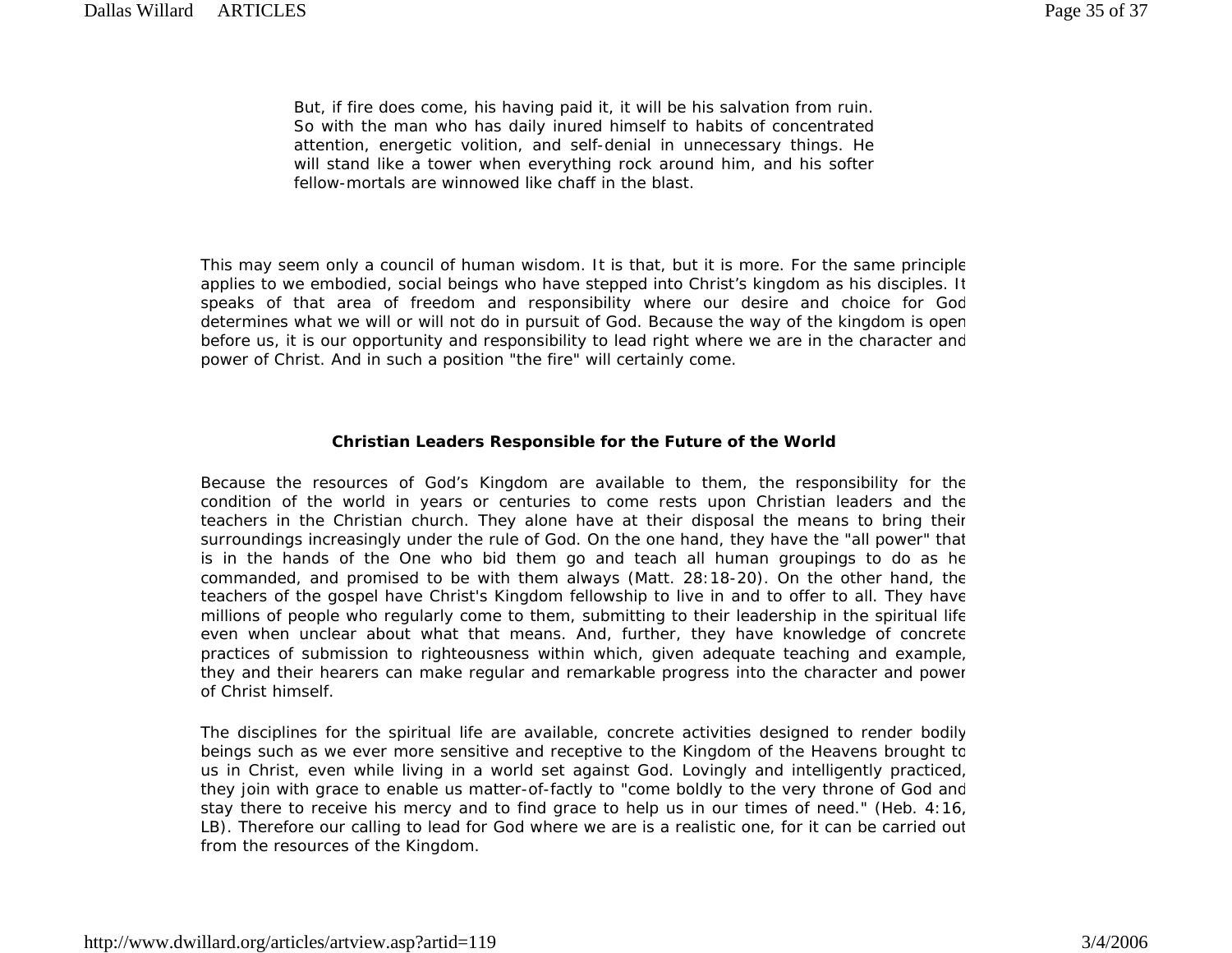> But, if fire does come, his having paid it, it will be his salvation from ruin. So with the man who has daily inured himself to habits of concentrated attention, energetic volition, and self-denial in unnecessary things. He will stand like a tower when everything rock around him, and his softer fellow-mortals are winnowed like chaff in the blast.

This may seem only a council of human wisdom. It is that, but it is more. For the same principle applies to we embodied, social beings who have stepped into Christ's kingdom as his disciples. It speaks of that area of freedom and responsibility where our desire and choice for God determines what we will or will not do in pursuit of God. Because the way of the kingdom is open before us, it is our opportunity and responsibility to lead right where we are in the character and power of Christ. And in such a position "the fire" will certainly come.

### Christian Leaders Responsible for the Future of the World

Because the resources of God's Kingdom are available to them, the responsibility for the condition of the world in years or centuries to come rests upon Christian leaders and the teachers in the Christian church. They alone have at their disposal the means to bring their surroundings increasingly under the rule of God. On the one hand, they have the "all power" that is in the hands of the One who bid them go and teach all human groupings to do as he commanded, and promised to be with them always (Matt. 28:18-20). On the other hand, the teachers of the gospel have Christ's Kingdom fellowship to live in and to offer to all. They have millions of people who regularly come to them, submitting to their leadership in the spiritual life even when unclear about what that means. And, further, they have knowledge of concrete practices of submission to righteousness within which, given adequate teaching and example, they and their hearers can make regular and remarkable progress into the character and power of Christ himself.

The disciplines for the spiritual life are available, concrete activities designed to render bodily beings such as we ever more sensitive and receptive to the Kingdom of the Heavens brought to us in Christ, even while living in a world set against God. Lovingly and intelligently practiced, they join with grace to enable us matter-of-factly to "come boldly to the very throne of God and stay there to receive his mercy and to find grace to help us in our times of need." (Heb. 4:16, LB). Therefore our calling to lead for God where we are is a realistic one, for it can be carried out from the resources of the Kingdom.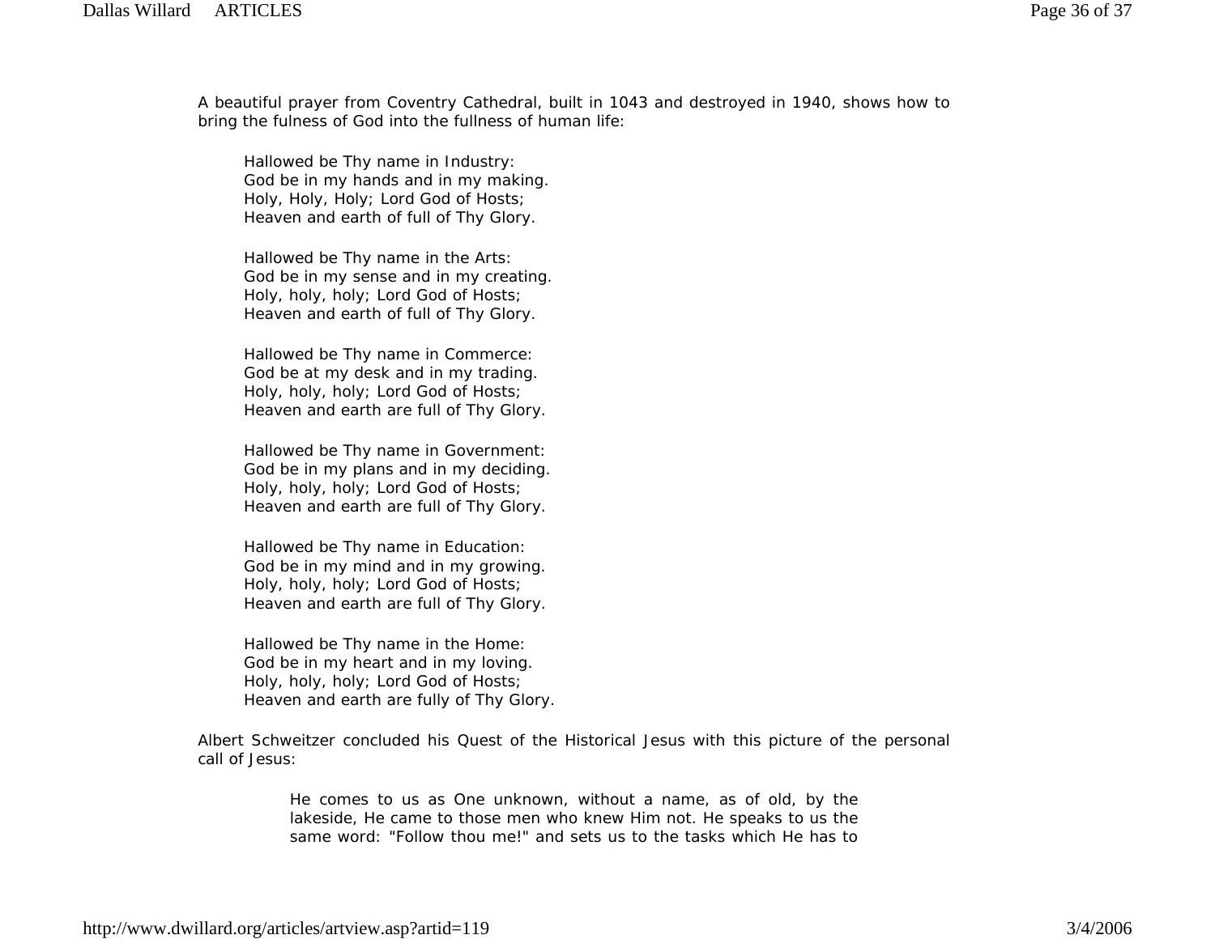A beautiful prayer from Coventry Cathedral, built in 1043 and destroyed in 1940, shows how to bring the fulness of God into the fullness of human life:

> Hallowed be Thy name in Industry:
> God be in my hands and in my making.
> Holy, Holy, Holy; Lord God of Hosts;
> Heaven and earth of full of Thy Glory.
>
> Hallowed be Thy name in the Arts:
> God be in my sense and in my creating.
> Holy, holy, holy; Lord God of Hosts;
> Heaven and earth of full of Thy Glory.
>
> Hallowed be Thy name in Commerce:
> God be at my desk and in my trading.
> Holy, holy, holy; Lord God of Hosts;
> Heaven and earth are full of Thy Glory.
>
> Hallowed be Thy name in Government:
> God be in my plans and in my deciding.
> Holy, holy, holy; Lord God of Hosts;
> Heaven and earth are full of Thy Glory.
>
> Hallowed be Thy name in Education:
> God be in my mind and in my growing.
> Holy, holy, holy; Lord God of Hosts;
> Heaven and earth are full of Thy Glory.
>
> Hallowed be Thy name in the Home:
> God be in my heart and in my loving.
> Holy, holy, holy; Lord God of Hosts;
> Heaven and earth are fully of Thy Glory.

Albert Schweitzer concluded his Quest of the Historical Jesus with this picture of the personal call of Jesus:

> He comes to us as One unknown, without a name, as of old, by the lakeside, He came to those men who knew Him not. He speaks to us the same word: "Follow thou me!" and sets us to the tasks which He has to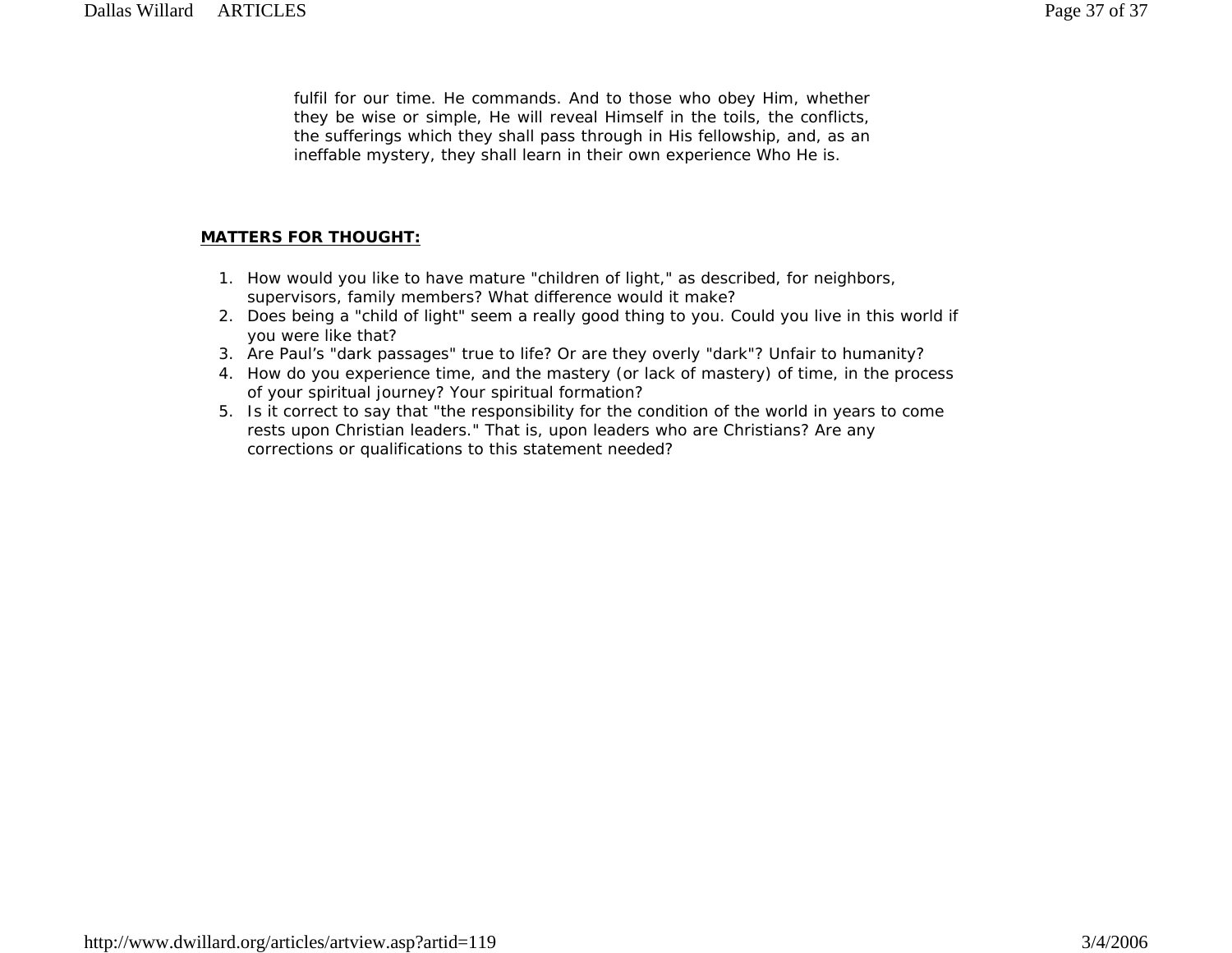> fulfil for our time. He commands. And to those who obey Him, whether they be wise or simple, He will reveal Himself in the toils, the conflicts, the sufferings which they shall pass through in His fellowship, and, as an ineffable mystery, they shall learn in their own experience Who He is.

**MATTERS FOR THOUGHT:**

1. How would you like to have mature "children of light," as described, for neighbors, supervisors, family members? What difference would it make?
2. Does being a "child of light" seem a really good thing to you. Could you live in this world if you were like that?
3. Are Paul's "dark passages" true to life? Or are they overly "dark"? Unfair to humanity?
4. How do you experience time, and the mastery (or lack of mastery) of time, in the process of your spiritual journey? Your spiritual formation?
5. Is it correct to say that "the responsibility for the condition of the world in years to come rests upon Christian leaders." That is, upon leaders who are Christians? Are any corrections or qualifications to this statement needed?